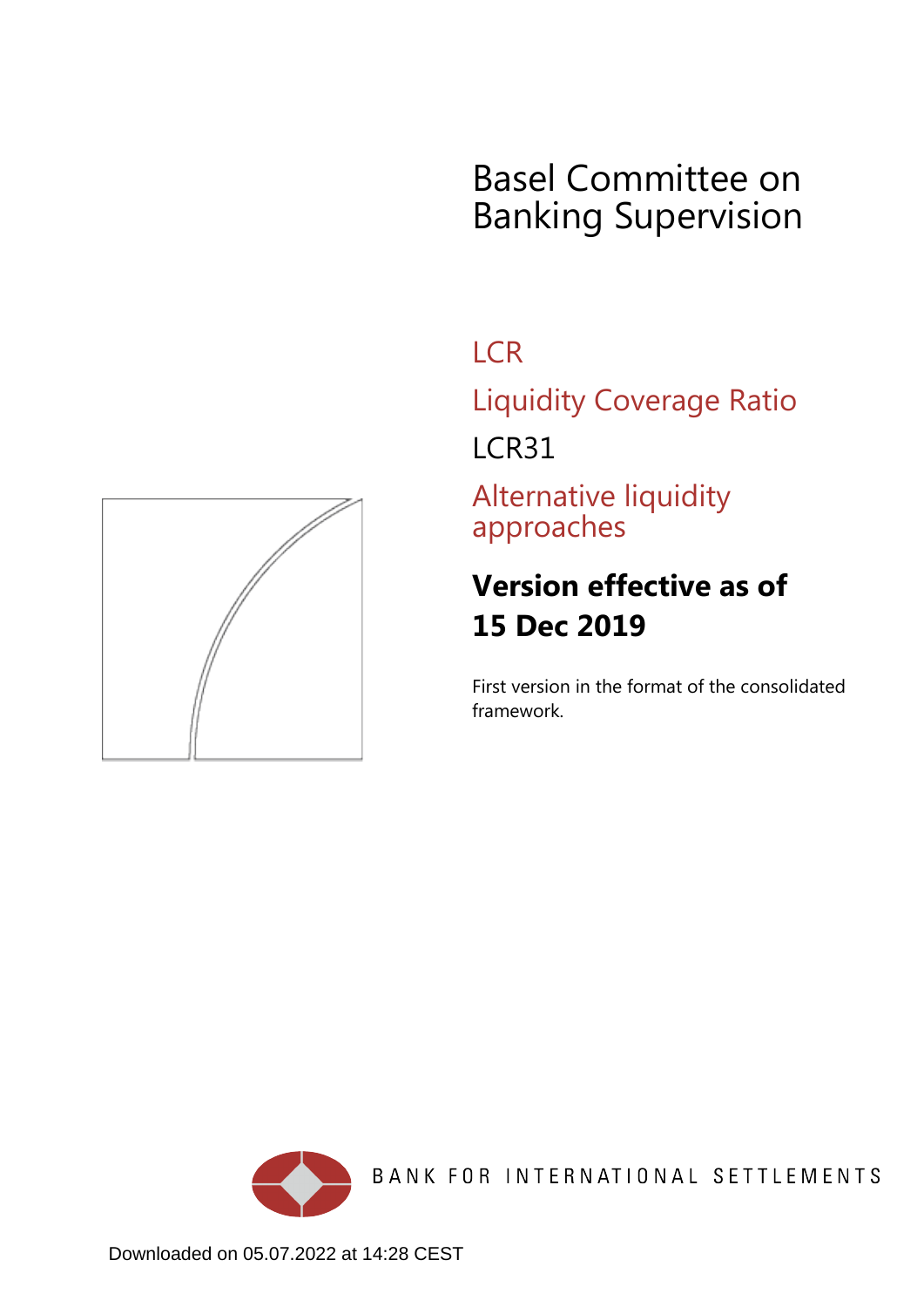# Basel Committee on Banking Supervision

## LCR

## Liquidity Coverage Ratio

LCR31

## Alternative liquidity approaches

**Version effective as of 15 Dec 2019**

First version in the format of the consolidated framework.

BANK FOR INTERNATIONAL SETTLEMENTS

Downloaded on 05.07.2022 at 14:28 CEST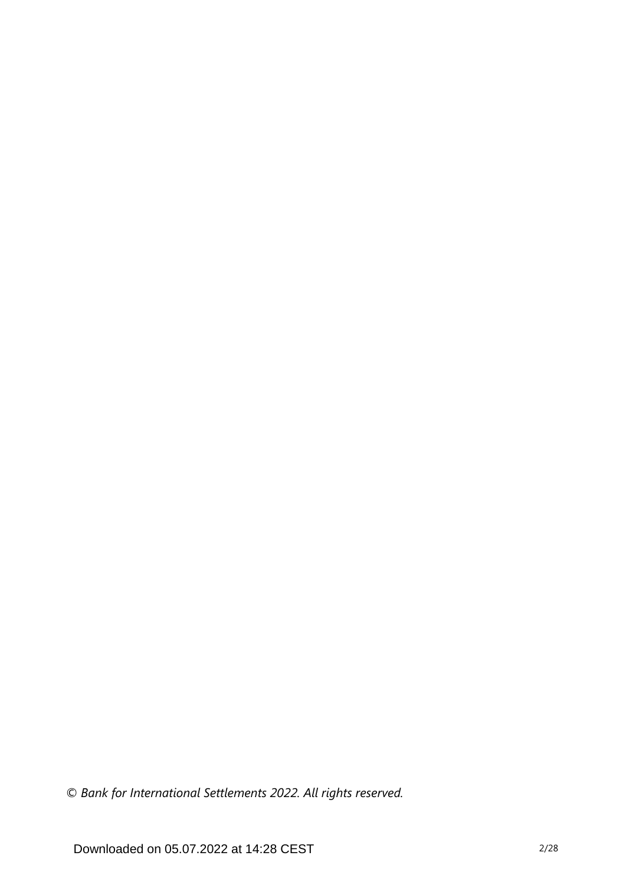*© Bank for International Settlements 2022. All rights reserved.*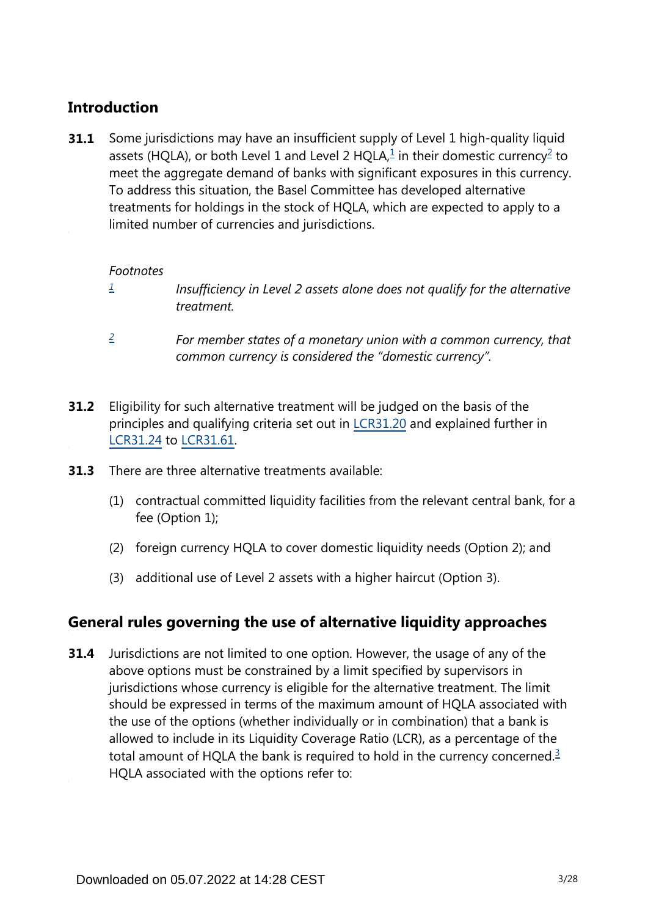## Introduction

**31.1** Some jurisdictions may have an insufficient supply of Level 1 high-quality liquid assets (HQLA), or both Level 1 and Level 2 HQLA,[1] in their domestic currency[2] to meet the aggregate demand of banks with significant exposures in this currency. To address this situation, the Basel Committee has developed alternative treatments for holdings in the stock of HQLA, which are expected to apply to a limited number of currencies and jurisdictions.

*Footnotes*

[1] *Insufficiency in Level 2 assets alone does not qualify for the alternative treatment.*

[2] *For member states of a monetary union with a common currency, that common currency is considered the "domestic currency".*

**31.2** Eligibility for such alternative treatment will be judged on the basis of the principles and qualifying criteria set out in LCR31.20 and explained further in LCR31.24 to LCR31.61.

**31.3** There are three alternative treatments available:

(1) contractual committed liquidity facilities from the relevant central bank, for a fee (Option 1);

(2) foreign currency HQLA to cover domestic liquidity needs (Option 2); and

(3) additional use of Level 2 assets with a higher haircut (Option 3).

## General rules governing the use of alternative liquidity approaches

**31.4** Jurisdictions are not limited to one option. However, the usage of any of the above options must be constrained by a limit specified by supervisors in jurisdictions whose currency is eligible for the alternative treatment. The limit should be expressed in terms of the maximum amount of HQLA associated with the use of the options (whether individually or in combination) that a bank is allowed to include in its Liquidity Coverage Ratio (LCR), as a percentage of the total amount of HQLA the bank is required to hold in the currency concerned.[3] HQLA associated with the options refer to: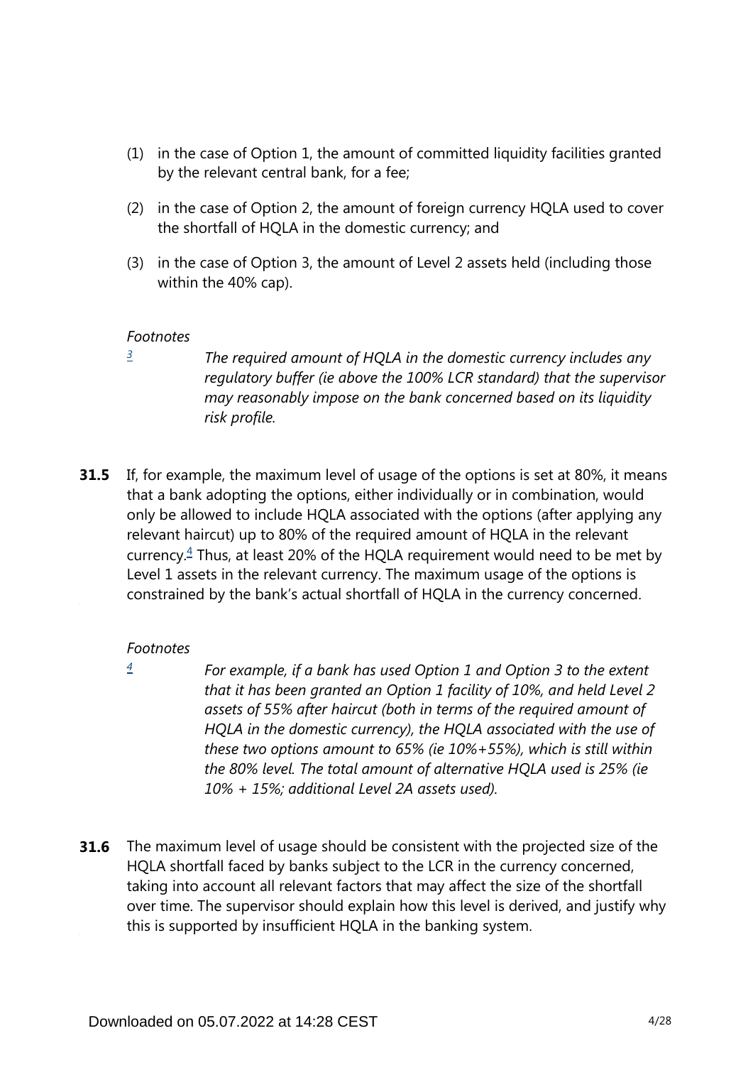(1) in the case of Option 1, the amount of committed liquidity facilities granted by the relevant central bank, for a fee;

(2) in the case of Option 2, the amount of foreign currency HQLA used to cover the shortfall of HQLA in the domestic currency; and

(3) in the case of Option 3, the amount of Level 2 assets held (including those within the 40% cap).

*Footnotes*

[3] *The required amount of HQLA in the domestic currency includes any regulatory buffer (ie above the 100% LCR standard) that the supervisor may reasonably impose on the bank concerned based on its liquidity risk profile.*

**31.5** If, for example, the maximum level of usage of the options is set at 80%, it means that a bank adopting the options, either individually or in combination, would only be allowed to include HQLA associated with the options (after applying any relevant haircut) up to 80% of the required amount of HQLA in the relevant currency.[4] Thus, at least 20% of the HQLA requirement would need to be met by Level 1 assets in the relevant currency. The maximum usage of the options is constrained by the bank's actual shortfall of HQLA in the currency concerned.

*Footnotes*

[4] *For example, if a bank has used Option 1 and Option 3 to the extent that it has been granted an Option 1 facility of 10%, and held Level 2 assets of 55% after haircut (both in terms of the required amount of HQLA in the domestic currency), the HQLA associated with the use of these two options amount to 65% (ie 10%+55%), which is still within the 80% level. The total amount of alternative HQLA used is 25% (ie 10% + 15%; additional Level 2A assets used).*

**31.6** The maximum level of usage should be consistent with the projected size of the HQLA shortfall faced by banks subject to the LCR in the currency concerned, taking into account all relevant factors that may affect the size of the shortfall over time. The supervisor should explain how this level is derived, and justify why this is supported by insufficient HQLA in the banking system.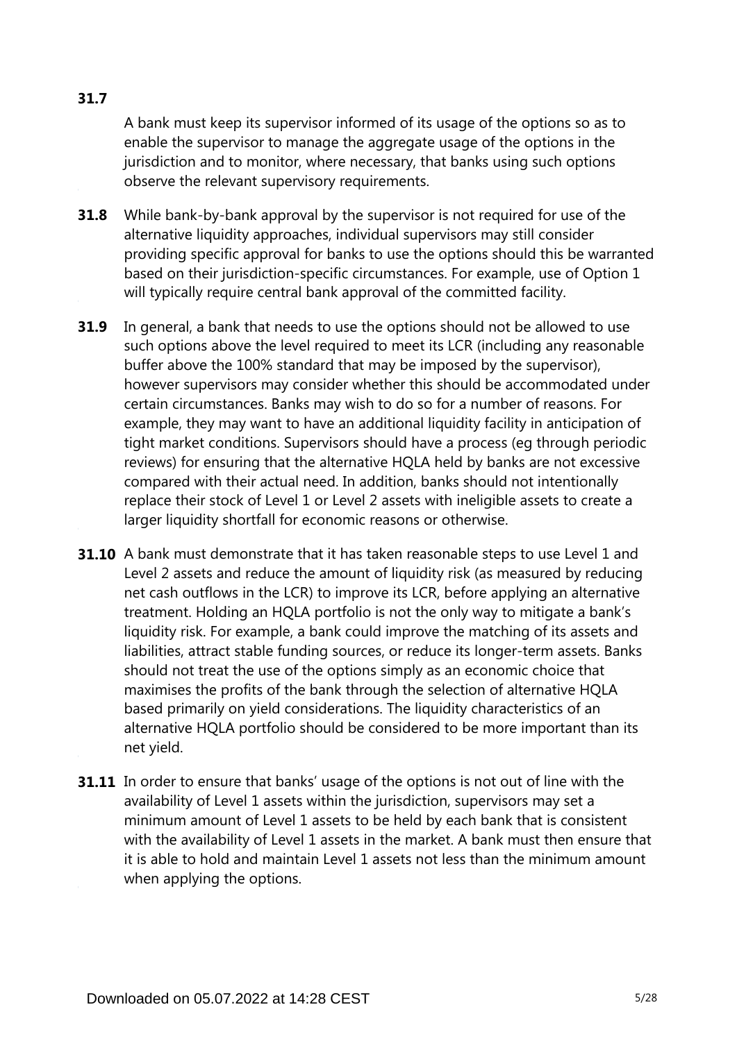**31.7** A bank must keep its supervisor informed of its usage of the options so as to enable the supervisor to manage the aggregate usage of the options in the jurisdiction and to monitor, where necessary, that banks using such options observe the relevant supervisory requirements.

**31.8** While bank-by-bank approval by the supervisor is not required for use of the alternative liquidity approaches, individual supervisors may still consider providing specific approval for banks to use the options should this be warranted based on their jurisdiction-specific circumstances. For example, use of Option 1 will typically require central bank approval of the committed facility.

**31.9** In general, a bank that needs to use the options should not be allowed to use such options above the level required to meet its LCR (including any reasonable buffer above the 100% standard that may be imposed by the supervisor), however supervisors may consider whether this should be accommodated under certain circumstances. Banks may wish to do so for a number of reasons. For example, they may want to have an additional liquidity facility in anticipation of tight market conditions. Supervisors should have a process (eg through periodic reviews) for ensuring that the alternative HQLA held by banks are not excessive compared with their actual need. In addition, banks should not intentionally replace their stock of Level 1 or Level 2 assets with ineligible assets to create a larger liquidity shortfall for economic reasons or otherwise.

**31.10** A bank must demonstrate that it has taken reasonable steps to use Level 1 and Level 2 assets and reduce the amount of liquidity risk (as measured by reducing net cash outflows in the LCR) to improve its LCR, before applying an alternative treatment. Holding an HQLA portfolio is not the only way to mitigate a bank's liquidity risk. For example, a bank could improve the matching of its assets and liabilities, attract stable funding sources, or reduce its longer-term assets. Banks should not treat the use of the options simply as an economic choice that maximises the profits of the bank through the selection of alternative HQLA based primarily on yield considerations. The liquidity characteristics of an alternative HQLA portfolio should be considered to be more important than its net yield.

**31.11** In order to ensure that banks' usage of the options is not out of line with the availability of Level 1 assets within the jurisdiction, supervisors may set a minimum amount of Level 1 assets to be held by each bank that is consistent with the availability of Level 1 assets in the market. A bank must then ensure that it is able to hold and maintain Level 1 assets not less than the minimum amount when applying the options.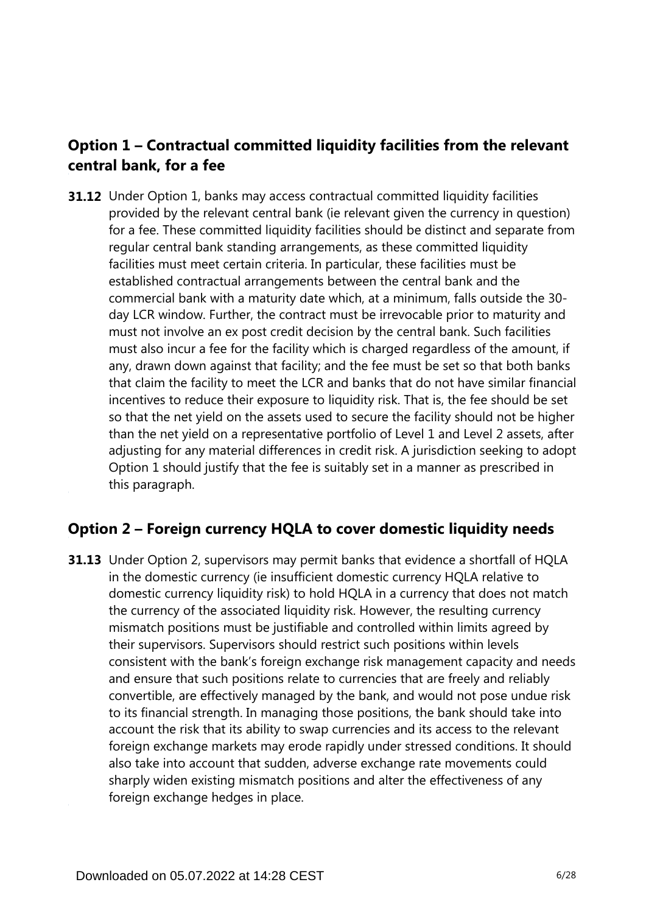## Option 1 – Contractual committed liquidity facilities from the relevant central bank, for a fee

**31.12** Under Option 1, banks may access contractual committed liquidity facilities provided by the relevant central bank (ie relevant given the currency in question) for a fee. These committed liquidity facilities should be distinct and separate from regular central bank standing arrangements, as these committed liquidity facilities must meet certain criteria. In particular, these facilities must be established contractual arrangements between the central bank and the commercial bank with a maturity date which, at a minimum, falls outside the 30-day LCR window. Further, the contract must be irrevocable prior to maturity and must not involve an ex post credit decision by the central bank. Such facilities must also incur a fee for the facility which is charged regardless of the amount, if any, drawn down against that facility; and the fee must be set so that both banks that claim the facility to meet the LCR and banks that do not have similar financial incentives to reduce their exposure to liquidity risk. That is, the fee should be set so that the net yield on the assets used to secure the facility should not be higher than the net yield on a representative portfolio of Level 1 and Level 2 assets, after adjusting for any material differences in credit risk. A jurisdiction seeking to adopt Option 1 should justify that the fee is suitably set in a manner as prescribed in this paragraph.

## Option 2 – Foreign currency HQLA to cover domestic liquidity needs

**31.13** Under Option 2, supervisors may permit banks that evidence a shortfall of HQLA in the domestic currency (ie insufficient domestic currency HQLA relative to domestic currency liquidity risk) to hold HQLA in a currency that does not match the currency of the associated liquidity risk. However, the resulting currency mismatch positions must be justifiable and controlled within limits agreed by their supervisors. Supervisors should restrict such positions within levels consistent with the bank's foreign exchange risk management capacity and needs and ensure that such positions relate to currencies that are freely and reliably convertible, are effectively managed by the bank, and would not pose undue risk to its financial strength. In managing those positions, the bank should take into account the risk that its ability to swap currencies and its access to the relevant foreign exchange markets may erode rapidly under stressed conditions. It should also take into account that sudden, adverse exchange rate movements could sharply widen existing mismatch positions and alter the effectiveness of any foreign exchange hedges in place.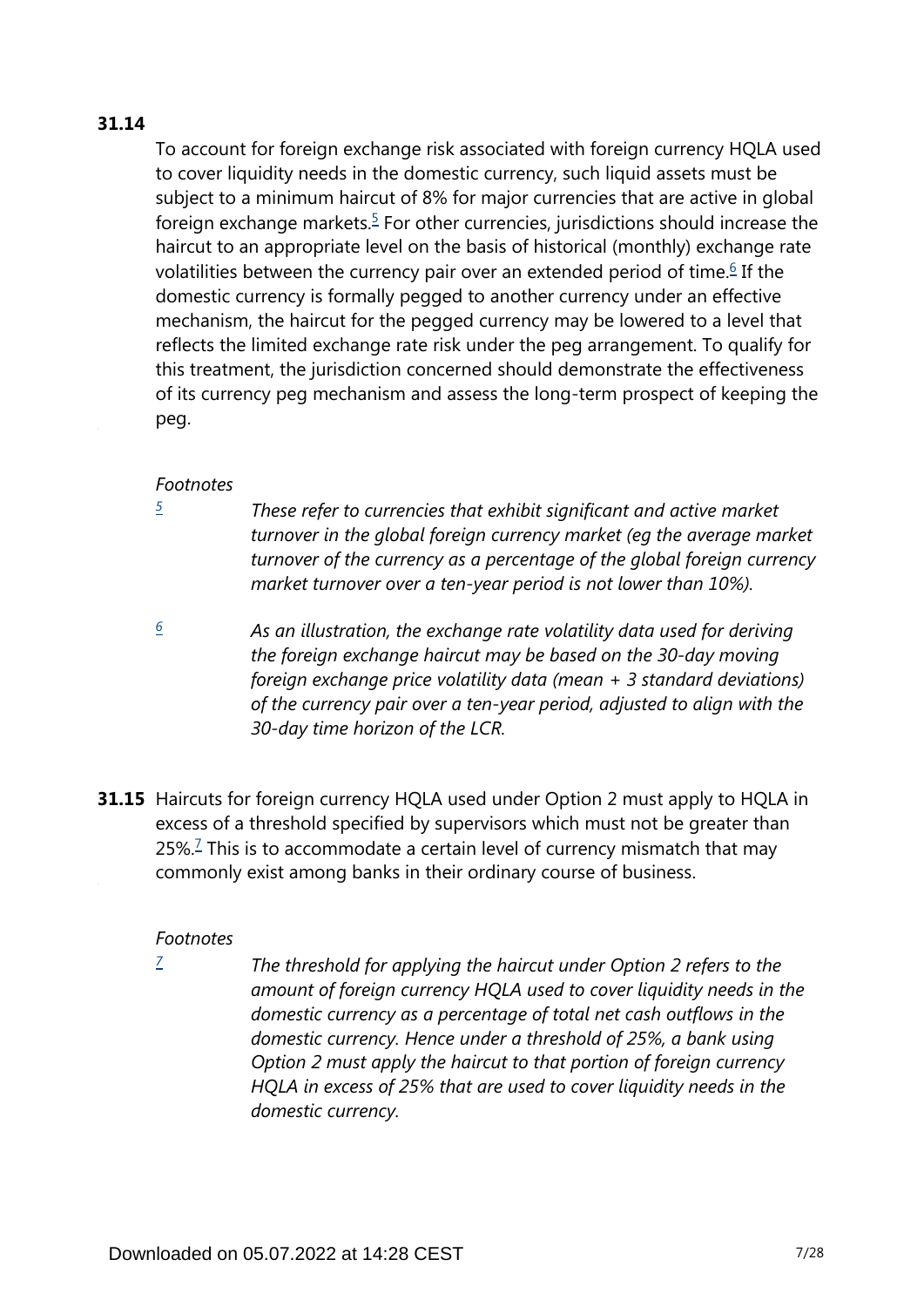**31.14**

To account for foreign exchange risk associated with foreign currency HQLA used to cover liquidity needs in the domestic currency, such liquid assets must be subject to a minimum haircut of 8% for major currencies that are active in global foreign exchange markets.[5] For other currencies, jurisdictions should increase the haircut to an appropriate level on the basis of historical (monthly) exchange rate volatilities between the currency pair over an extended period of time.[6] If the domestic currency is formally pegged to another currency under an effective mechanism, the haircut for the pegged currency may be lowered to a level that reflects the limited exchange rate risk under the peg arrangement. To qualify for this treatment, the jurisdiction concerned should demonstrate the effectiveness of its currency peg mechanism and assess the long-term prospect of keeping the peg.

*Footnotes*

[5] *These refer to currencies that exhibit significant and active market turnover in the global foreign currency market (eg the average market turnover of the currency as a percentage of the global foreign currency market turnover over a ten-year period is not lower than 10%).*

[6] *As an illustration, the exchange rate volatility data used for deriving the foreign exchange haircut may be based on the 30-day moving foreign exchange price volatility data (mean + 3 standard deviations) of the currency pair over a ten-year period, adjusted to align with the 30-day time horizon of the LCR.*

**31.15** Haircuts for foreign currency HQLA used under Option 2 must apply to HQLA in excess of a threshold specified by supervisors which must not be greater than 25%.[7] This is to accommodate a certain level of currency mismatch that may commonly exist among banks in their ordinary course of business.

*Footnotes*

[7] *The threshold for applying the haircut under Option 2 refers to the amount of foreign currency HQLA used to cover liquidity needs in the domestic currency as a percentage of total net cash outflows in the domestic currency. Hence under a threshold of 25%, a bank using Option 2 must apply the haircut to that portion of foreign currency HQLA in excess of 25% that are used to cover liquidity needs in the domestic currency.*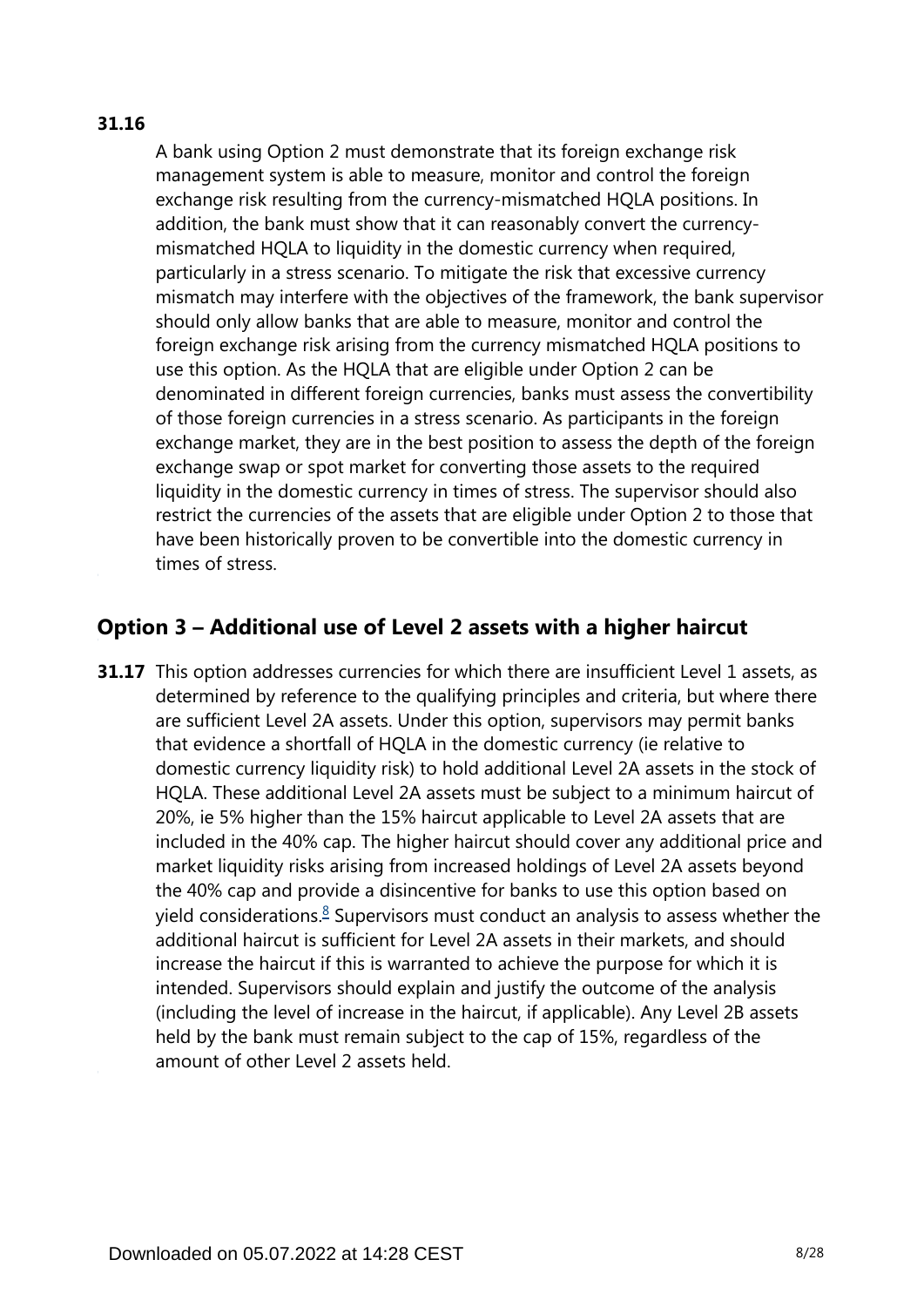**31.16**

A bank using Option 2 must demonstrate that its foreign exchange risk management system is able to measure, monitor and control the foreign exchange risk resulting from the currency-mismatched HQLA positions. In addition, the bank must show that it can reasonably convert the currency-mismatched HQLA to liquidity in the domestic currency when required, particularly in a stress scenario. To mitigate the risk that excessive currency mismatch may interfere with the objectives of the framework, the bank supervisor should only allow banks that are able to measure, monitor and control the foreign exchange risk arising from the currency mismatched HQLA positions to use this option. As the HQLA that are eligible under Option 2 can be denominated in different foreign currencies, banks must assess the convertibility of those foreign currencies in a stress scenario. As participants in the foreign exchange market, they are in the best position to assess the depth of the foreign exchange swap or spot market for converting those assets to the required liquidity in the domestic currency in times of stress. The supervisor should also restrict the currencies of the assets that are eligible under Option 2 to those that have been historically proven to be convertible into the domestic currency in times of stress.

## Option 3 – Additional use of Level 2 assets with a higher haircut

**31.17** This option addresses currencies for which there are insufficient Level 1 assets, as determined by reference to the qualifying principles and criteria, but where there are sufficient Level 2A assets. Under this option, supervisors may permit banks that evidence a shortfall of HQLA in the domestic currency (ie relative to domestic currency liquidity risk) to hold additional Level 2A assets in the stock of HQLA. These additional Level 2A assets must be subject to a minimum haircut of 20%, ie 5% higher than the 15% haircut applicable to Level 2A assets that are included in the 40% cap. The higher haircut should cover any additional price and market liquidity risks arising from increased holdings of Level 2A assets beyond the 40% cap and provide a disincentive for banks to use this option based on yield considerations.[8] Supervisors must conduct an analysis to assess whether the additional haircut is sufficient for Level 2A assets in their markets, and should increase the haircut if this is warranted to achieve the purpose for which it is intended. Supervisors should explain and justify the outcome of the analysis (including the level of increase in the haircut, if applicable). Any Level 2B assets held by the bank must remain subject to the cap of 15%, regardless of the amount of other Level 2 assets held.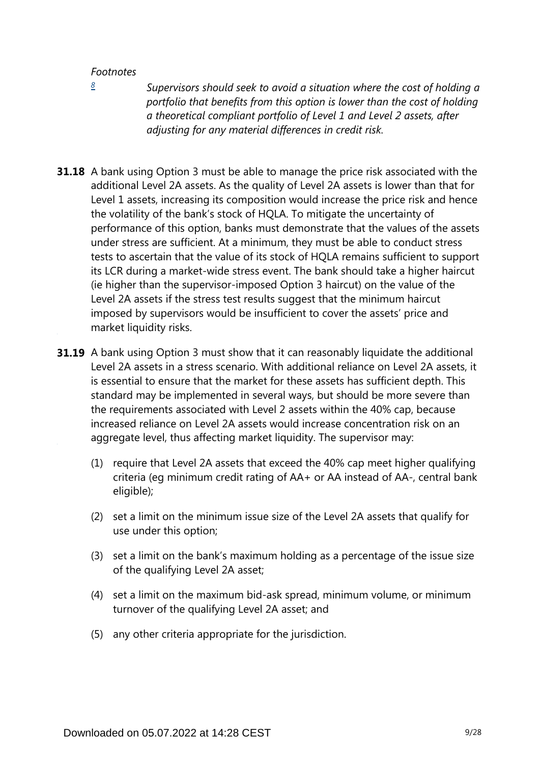*Footnotes*

[8] *Supervisors should seek to avoid a situation where the cost of holding a portfolio that benefits from this option is lower than the cost of holding a theoretical compliant portfolio of Level 1 and Level 2 assets, after adjusting for any material differences in credit risk.*

**31.18** A bank using Option 3 must be able to manage the price risk associated with the additional Level 2A assets. As the quality of Level 2A assets is lower than that for Level 1 assets, increasing its composition would increase the price risk and hence the volatility of the bank's stock of HQLA. To mitigate the uncertainty of performance of this option, banks must demonstrate that the values of the assets under stress are sufficient. At a minimum, they must be able to conduct stress tests to ascertain that the value of its stock of HQLA remains sufficient to support its LCR during a market-wide stress event. The bank should take a higher haircut (ie higher than the supervisor-imposed Option 3 haircut) on the value of the Level 2A assets if the stress test results suggest that the minimum haircut imposed by supervisors would be insufficient to cover the assets' price and market liquidity risks.

**31.19** A bank using Option 3 must show that it can reasonably liquidate the additional Level 2A assets in a stress scenario. With additional reliance on Level 2A assets, it is essential to ensure that the market for these assets has sufficient depth. This standard may be implemented in several ways, but should be more severe than the requirements associated with Level 2 assets within the 40% cap, because increased reliance on Level 2A assets would increase concentration risk on an aggregate level, thus affecting market liquidity. The supervisor may:

(1) require that Level 2A assets that exceed the 40% cap meet higher qualifying criteria (eg minimum credit rating of AA+ or AA instead of AA-, central bank eligible);

(2) set a limit on the minimum issue size of the Level 2A assets that qualify for use under this option;

(3) set a limit on the bank's maximum holding as a percentage of the issue size of the qualifying Level 2A asset;

(4) set a limit on the maximum bid-ask spread, minimum volume, or minimum turnover of the qualifying Level 2A asset; and

(5) any other criteria appropriate for the jurisdiction.

Downloaded on 05.07.2022 at 14:28 CEST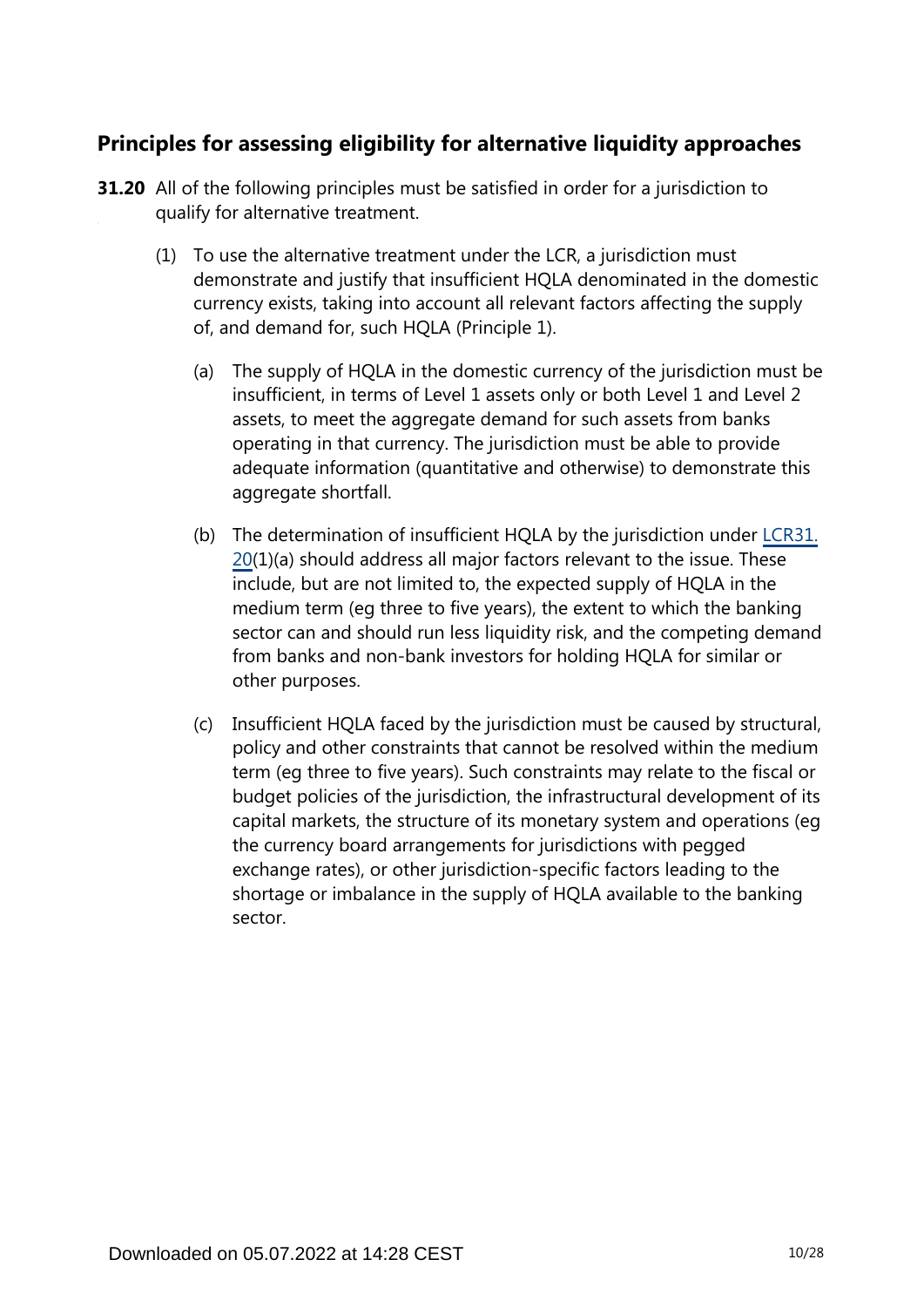## Principles for assessing eligibility for alternative liquidity approaches

**31.20** All of the following principles must be satisfied in order for a jurisdiction to qualify for alternative treatment.

(1) To use the alternative treatment under the LCR, a jurisdiction must demonstrate and justify that insufficient HQLA denominated in the domestic currency exists, taking into account all relevant factors affecting the supply of, and demand for, such HQLA (Principle 1).

(a) The supply of HQLA in the domestic currency of the jurisdiction must be insufficient, in terms of Level 1 assets only or both Level 1 and Level 2 assets, to meet the aggregate demand for such assets from banks operating in that currency. The jurisdiction must be able to provide adequate information (quantitative and otherwise) to demonstrate this aggregate shortfall.

(b) The determination of insufficient HQLA by the jurisdiction under LCR31.20(1)(a) should address all major factors relevant to the issue. These include, but are not limited to, the expected supply of HQLA in the medium term (eg three to five years), the extent to which the banking sector can and should run less liquidity risk, and the competing demand from banks and non-bank investors for holding HQLA for similar or other purposes.

(c) Insufficient HQLA faced by the jurisdiction must be caused by structural, policy and other constraints that cannot be resolved within the medium term (eg three to five years). Such constraints may relate to the fiscal or budget policies of the jurisdiction, the infrastructural development of its capital markets, the structure of its monetary system and operations (eg the currency board arrangements for jurisdictions with pegged exchange rates), or other jurisdiction-specific factors leading to the shortage or imbalance in the supply of HQLA available to the banking sector.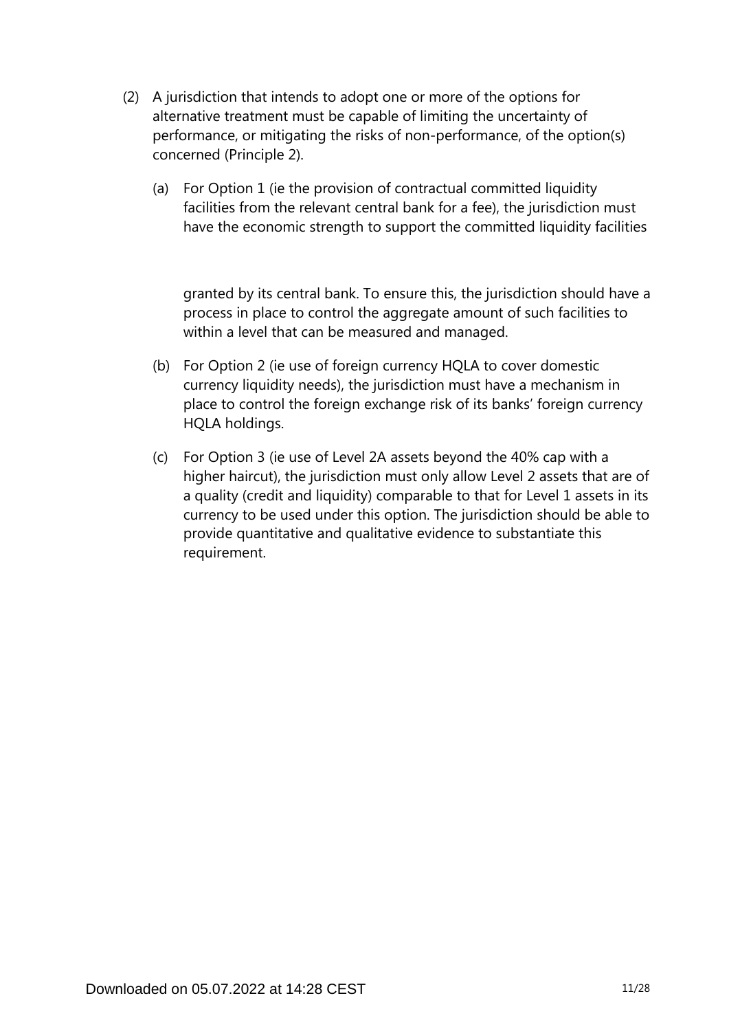(2) A jurisdiction that intends to adopt one or more of the options for alternative treatment must be capable of limiting the uncertainty of performance, or mitigating the risks of non-performance, of the option(s) concerned (Principle 2).

    (a) For Option 1 (ie the provision of contractual committed liquidity facilities from the relevant central bank for a fee), the jurisdiction must have the economic strength to support the committed liquidity facilities granted by its central bank. To ensure this, the jurisdiction should have a process in place to control the aggregate amount of such facilities to within a level that can be measured and managed.

    (b) For Option 2 (ie use of foreign currency HQLA to cover domestic currency liquidity needs), the jurisdiction must have a mechanism in place to control the foreign exchange risk of its banks' foreign currency HQLA holdings.

    (c) For Option 3 (ie use of Level 2A assets beyond the 40% cap with a higher haircut), the jurisdiction must only allow Level 2 assets that are of a quality (credit and liquidity) comparable to that for Level 1 assets in its currency to be used under this option. The jurisdiction should be able to provide quantitative and qualitative evidence to substantiate this requirement.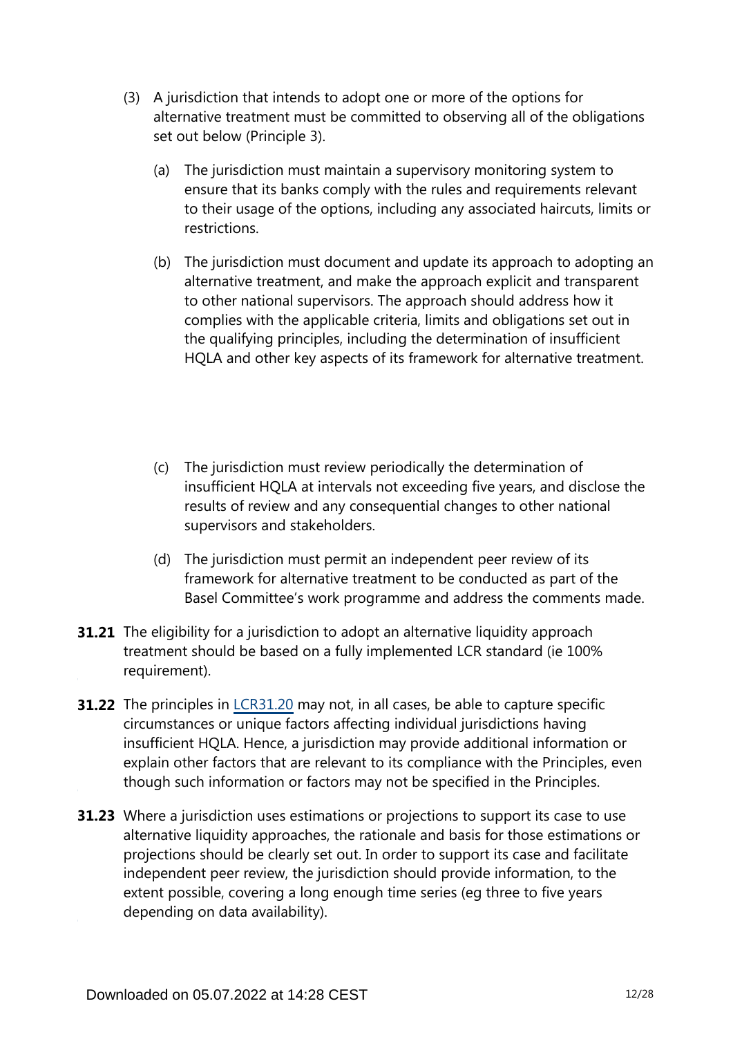(3) A jurisdiction that intends to adopt one or more of the options for alternative treatment must be committed to observing all of the obligations set out below (Principle 3).

   (a) The jurisdiction must maintain a supervisory monitoring system to ensure that its banks comply with the rules and requirements relevant to their usage of the options, including any associated haircuts, limits or restrictions.

   (b) The jurisdiction must document and update its approach to adopting an alternative treatment, and make the approach explicit and transparent to other national supervisors. The approach should address how it complies with the applicable criteria, limits and obligations set out in the qualifying principles, including the determination of insufficient HQLA and other key aspects of its framework for alternative treatment.

   (c) The jurisdiction must review periodically the determination of insufficient HQLA at intervals not exceeding five years, and disclose the results of review and any consequential changes to other national supervisors and stakeholders.

   (d) The jurisdiction must permit an independent peer review of its framework for alternative treatment to be conducted as part of the Basel Committee's work programme and address the comments made.

**31.21** The eligibility for a jurisdiction to adopt an alternative liquidity approach treatment should be based on a fully implemented LCR standard (ie 100% requirement).

**31.22** The principles in LCR31.20 may not, in all cases, be able to capture specific circumstances or unique factors affecting individual jurisdictions having insufficient HQLA. Hence, a jurisdiction may provide additional information or explain other factors that are relevant to its compliance with the Principles, even though such information or factors may not be specified in the Principles.

**31.23** Where a jurisdiction uses estimations or projections to support its case to use alternative liquidity approaches, the rationale and basis for those estimations or projections should be clearly set out. In order to support its case and facilitate independent peer review, the jurisdiction should provide information, to the extent possible, covering a long enough time series (eg three to five years depending on data availability).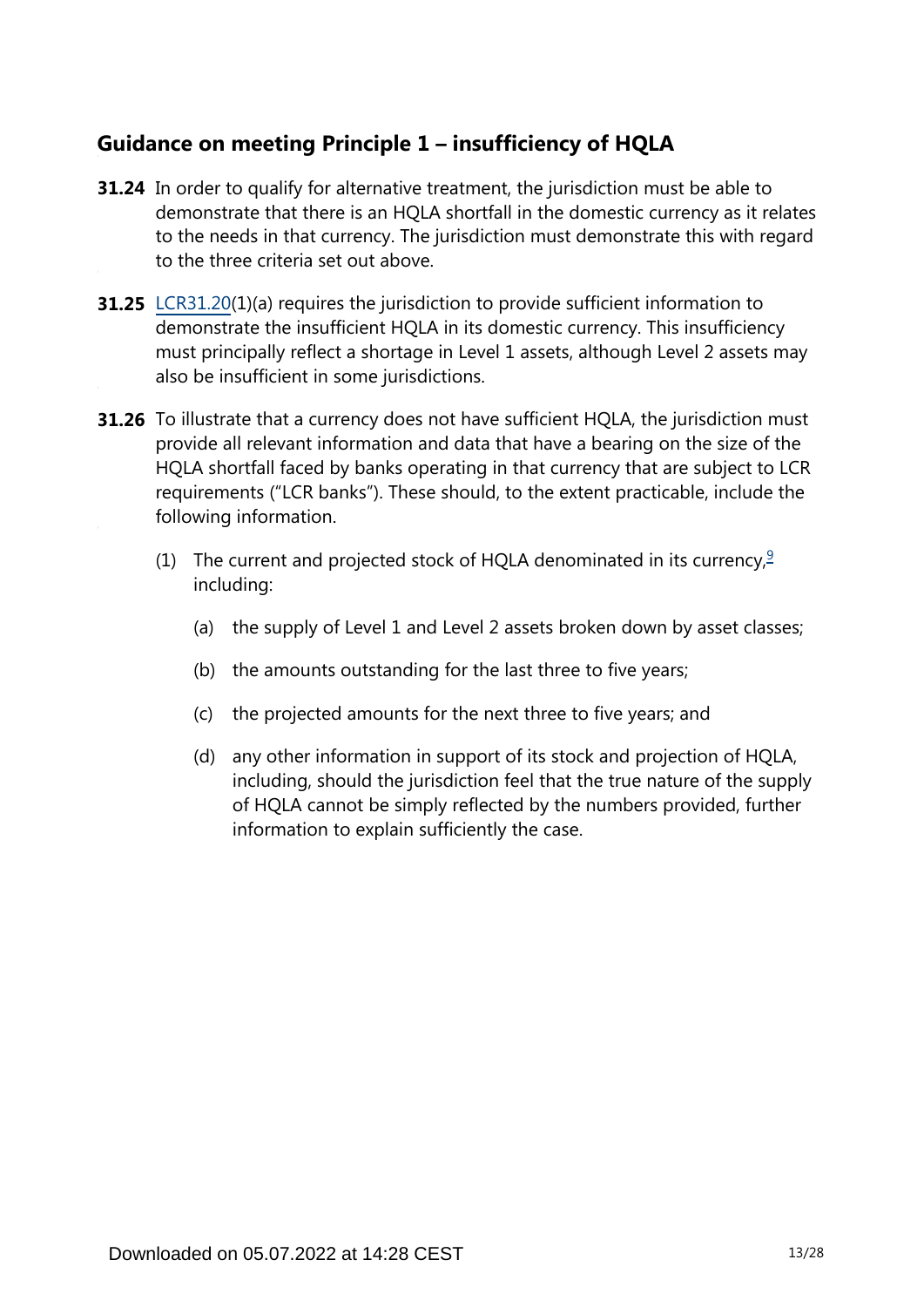## Guidance on meeting Principle 1 – insufficiency of HQLA

**31.24** In order to qualify for alternative treatment, the jurisdiction must be able to demonstrate that there is an HQLA shortfall in the domestic currency as it relates to the needs in that currency. The jurisdiction must demonstrate this with regard to the three criteria set out above.

**31.25** LCR31.20(1)(a) requires the jurisdiction to provide sufficient information to demonstrate the insufficient HQLA in its domestic currency. This insufficiency must principally reflect a shortage in Level 1 assets, although Level 2 assets may also be insufficient in some jurisdictions.

**31.26** To illustrate that a currency does not have sufficient HQLA, the jurisdiction must provide all relevant information and data that have a bearing on the size of the HQLA shortfall faced by banks operating in that currency that are subject to LCR requirements ("LCR banks"). These should, to the extent practicable, include the following information.

(1) The current and projected stock of HQLA denominated in its currency,[9] including:

(a) the supply of Level 1 and Level 2 assets broken down by asset classes;

(b) the amounts outstanding for the last three to five years;

(c) the projected amounts for the next three to five years; and

(d) any other information in support of its stock and projection of HQLA, including, should the jurisdiction feel that the true nature of the supply of HQLA cannot be simply reflected by the numbers provided, further information to explain sufficiently the case.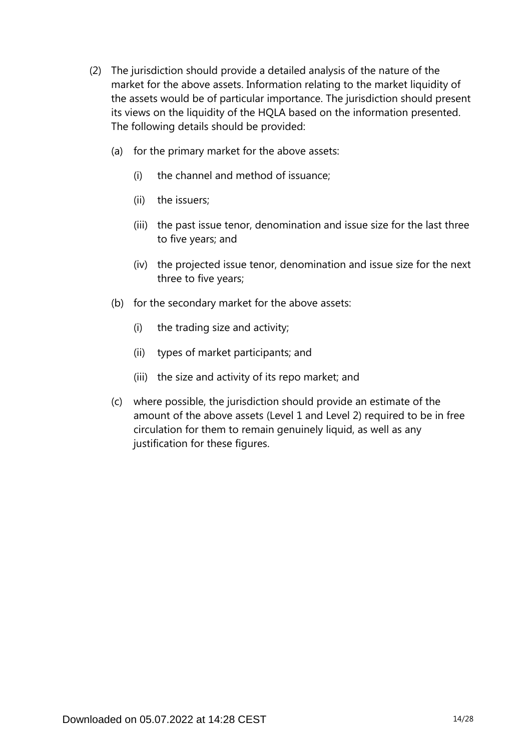(2) The jurisdiction should provide a detailed analysis of the nature of the market for the above assets. Information relating to the market liquidity of the assets would be of particular importance. The jurisdiction should present its views on the liquidity of the HQLA based on the information presented. The following details should be provided:

   (a) for the primary market for the above assets:

      (i) the channel and method of issuance;

      (ii) the issuers;

      (iii) the past issue tenor, denomination and issue size for the last three to five years; and

      (iv) the projected issue tenor, denomination and issue size for the next three to five years;

   (b) for the secondary market for the above assets:

      (i) the trading size and activity;

      (ii) types of market participants; and

      (iii) the size and activity of its repo market; and

   (c) where possible, the jurisdiction should provide an estimate of the amount of the above assets (Level 1 and Level 2) required to be in free circulation for them to remain genuinely liquid, as well as any justification for these figures.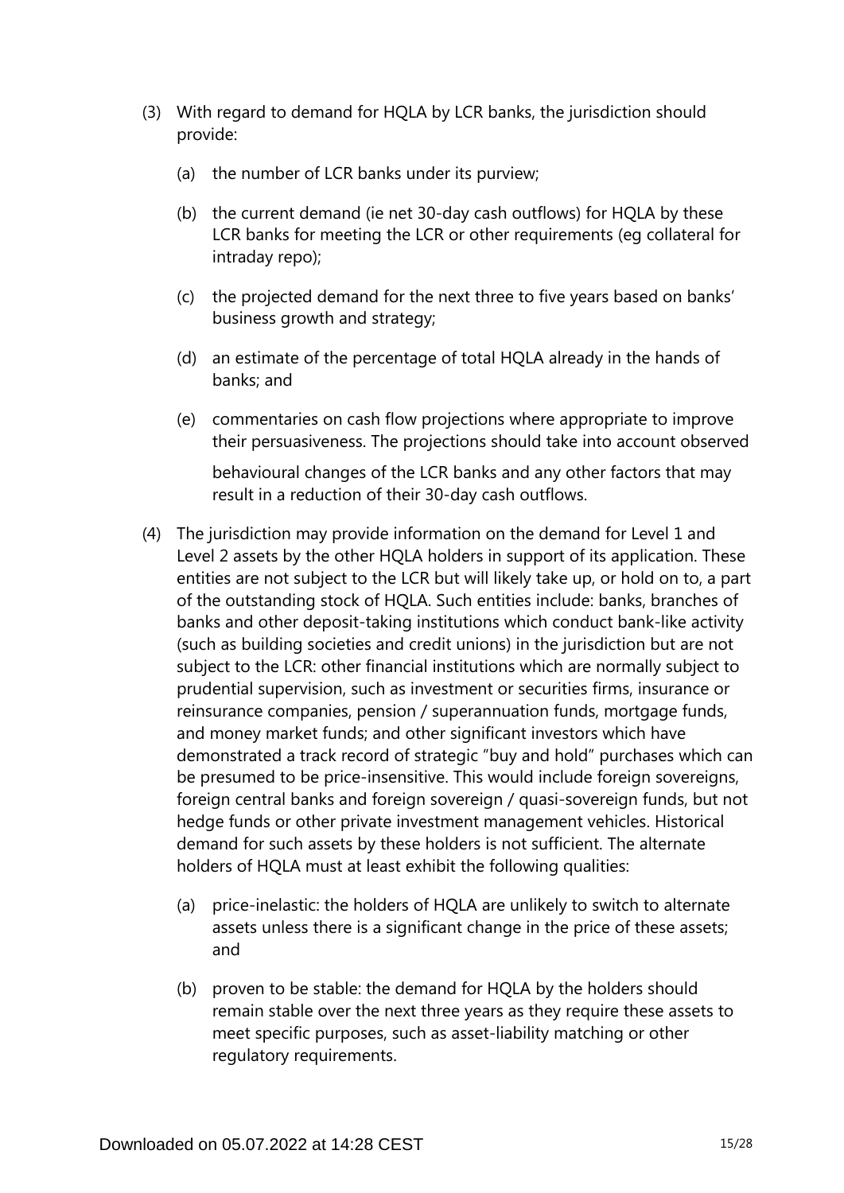(3) With regard to demand for HQLA by LCR banks, the jurisdiction should provide:

   (a) the number of LCR banks under its purview;

   (b) the current demand (ie net 30-day cash outflows) for HQLA by these LCR banks for meeting the LCR or other requirements (eg collateral for intraday repo);

   (c) the projected demand for the next three to five years based on banks' business growth and strategy;

   (d) an estimate of the percentage of total HQLA already in the hands of banks; and

   (e) commentaries on cash flow projections where appropriate to improve their persuasiveness. The projections should take into account observed behavioural changes of the LCR banks and any other factors that may result in a reduction of their 30-day cash outflows.

(4) The jurisdiction may provide information on the demand for Level 1 and Level 2 assets by the other HQLA holders in support of its application. These entities are not subject to the LCR but will likely take up, or hold on to, a part of the outstanding stock of HQLA. Such entities include: banks, branches of banks and other deposit-taking institutions which conduct bank-like activity (such as building societies and credit unions) in the jurisdiction but are not subject to the LCR: other financial institutions which are normally subject to prudential supervision, such as investment or securities firms, insurance or reinsurance companies, pension / superannuation funds, mortgage funds, and money market funds; and other significant investors which have demonstrated a track record of strategic "buy and hold" purchases which can be presumed to be price-insensitive. This would include foreign sovereigns, foreign central banks and foreign sovereign / quasi-sovereign funds, but not hedge funds or other private investment management vehicles. Historical demand for such assets by these holders is not sufficient. The alternate holders of HQLA must at least exhibit the following qualities:

   (a) price-inelastic: the holders of HQLA are unlikely to switch to alternate assets unless there is a significant change in the price of these assets; and

   (b) proven to be stable: the demand for HQLA by the holders should remain stable over the next three years as they require these assets to meet specific purposes, such as asset-liability matching or other regulatory requirements.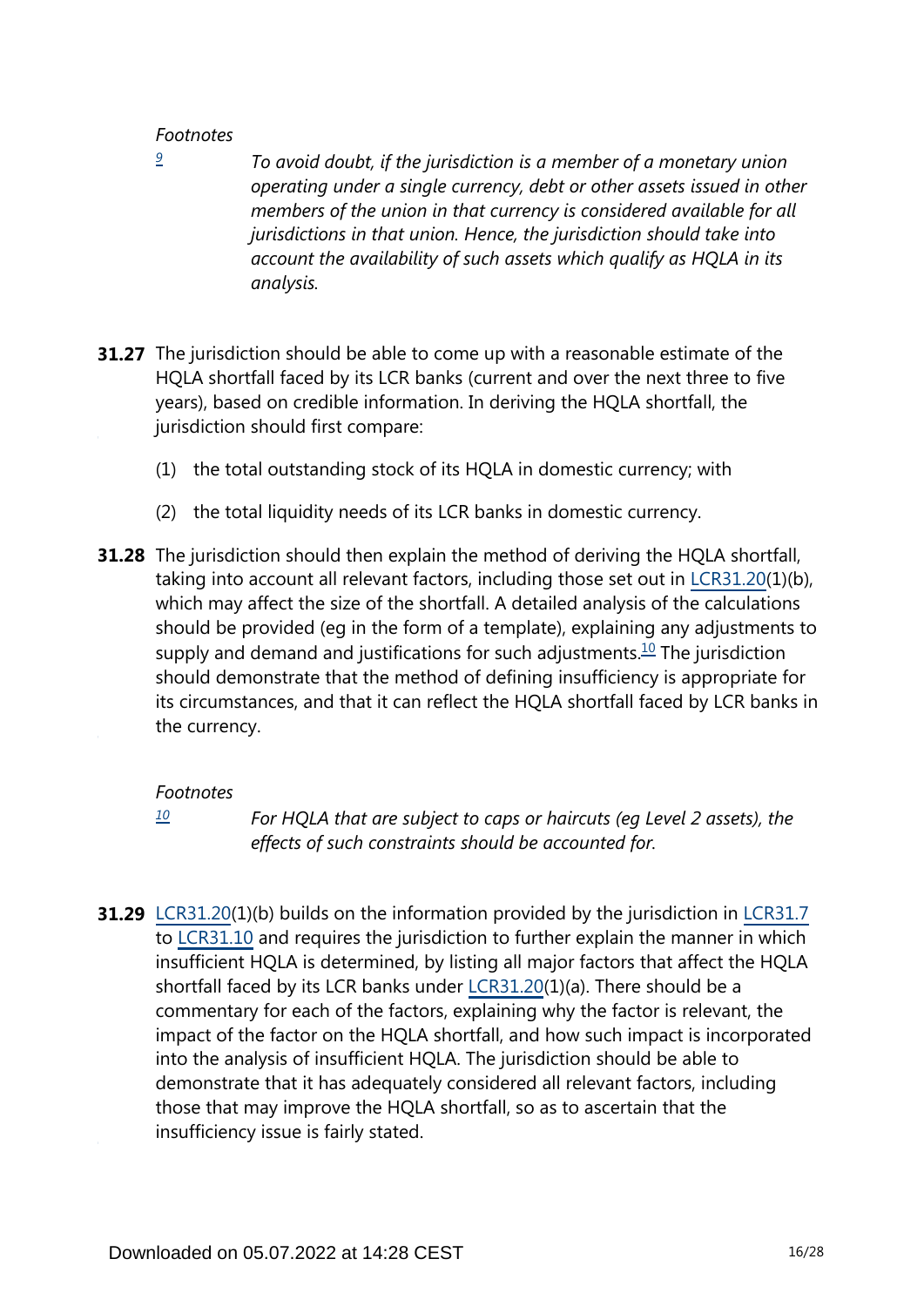*Footnotes*

[9] *To avoid doubt, if the jurisdiction is a member of a monetary union operating under a single currency, debt or other assets issued in other members of the union in that currency is considered available for all jurisdictions in that union. Hence, the jurisdiction should take into account the availability of such assets which qualify as HQLA in its analysis.*

**31.27** The jurisdiction should be able to come up with a reasonable estimate of the HQLA shortfall faced by its LCR banks (current and over the next three to five years), based on credible information. In deriving the HQLA shortfall, the jurisdiction should first compare:

(1) the total outstanding stock of its HQLA in domestic currency; with

(2) the total liquidity needs of its LCR banks in domestic currency.

**31.28** The jurisdiction should then explain the method of deriving the HQLA shortfall, taking into account all relevant factors, including those set out in LCR31.20(1)(b), which may affect the size of the shortfall. A detailed analysis of the calculations should be provided (eg in the form of a template), explaining any adjustments to supply and demand and justifications for such adjustments.[10] The jurisdiction should demonstrate that the method of defining insufficiency is appropriate for its circumstances, and that it can reflect the HQLA shortfall faced by LCR banks in the currency.

*Footnotes*

[10] *For HQLA that are subject to caps or haircuts (eg Level 2 assets), the effects of such constraints should be accounted for.*

**31.29** LCR31.20(1)(b) builds on the information provided by the jurisdiction in LCR31.7 to LCR31.10 and requires the jurisdiction to further explain the manner in which insufficient HQLA is determined, by listing all major factors that affect the HQLA shortfall faced by its LCR banks under LCR31.20(1)(a). There should be a commentary for each of the factors, explaining why the factor is relevant, the impact of the factor on the HQLA shortfall, and how such impact is incorporated into the analysis of insufficient HQLA. The jurisdiction should be able to demonstrate that it has adequately considered all relevant factors, including those that may improve the HQLA shortfall, so as to ascertain that the insufficiency issue is fairly stated.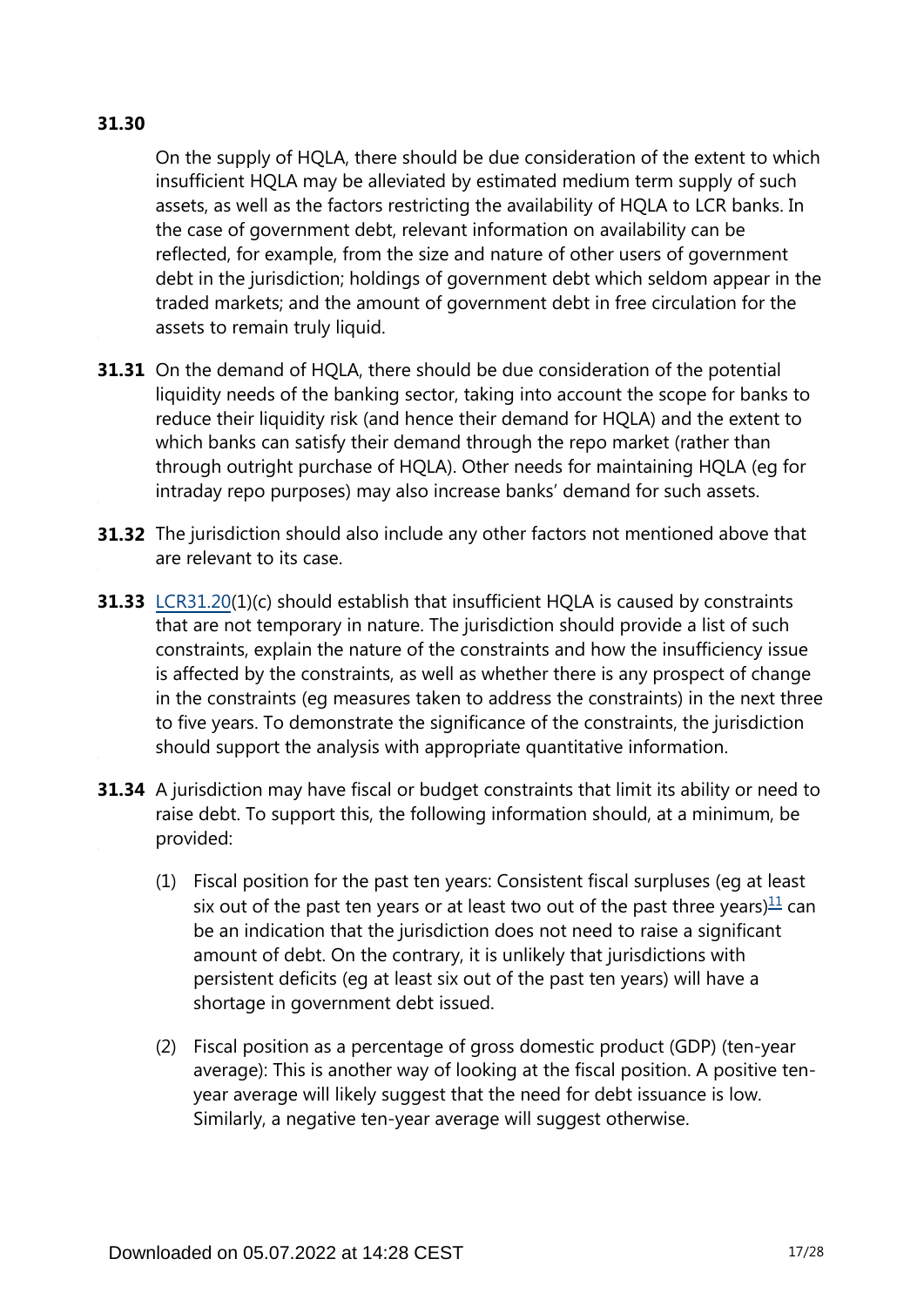**31.30** On the supply of HQLA, there should be due consideration of the extent to which insufficient HQLA may be alleviated by estimated medium term supply of such assets, as well as the factors restricting the availability of HQLA to LCR banks. In the case of government debt, relevant information on availability can be reflected, for example, from the size and nature of other users of government debt in the jurisdiction; holdings of government debt which seldom appear in the traded markets; and the amount of government debt in free circulation for the assets to remain truly liquid.

**31.31** On the demand of HQLA, there should be due consideration of the potential liquidity needs of the banking sector, taking into account the scope for banks to reduce their liquidity risk (and hence their demand for HQLA) and the extent to which banks can satisfy their demand through the repo market (rather than through outright purchase of HQLA). Other needs for maintaining HQLA (eg for intraday repo purposes) may also increase banks' demand for such assets.

**31.32** The jurisdiction should also include any other factors not mentioned above that are relevant to its case.

**31.33** LCR31.20(1)(c) should establish that insufficient HQLA is caused by constraints that are not temporary in nature. The jurisdiction should provide a list of such constraints, explain the nature of the constraints and how the insufficiency issue is affected by the constraints, as well as whether there is any prospect of change in the constraints (eg measures taken to address the constraints) in the next three to five years. To demonstrate the significance of the constraints, the jurisdiction should support the analysis with appropriate quantitative information.

**31.34** A jurisdiction may have fiscal or budget constraints that limit its ability or need to raise debt. To support this, the following information should, at a minimum, be provided:

(1) Fiscal position for the past ten years: Consistent fiscal surpluses (eg at least six out of the past ten years or at least two out of the past three years)[11] can be an indication that the jurisdiction does not need to raise a significant amount of debt. On the contrary, it is unlikely that jurisdictions with persistent deficits (eg at least six out of the past ten years) will have a shortage in government debt issued.

(2) Fiscal position as a percentage of gross domestic product (GDP) (ten-year average): This is another way of looking at the fiscal position. A positive ten-year average will likely suggest that the need for debt issuance is low. Similarly, a negative ten-year average will suggest otherwise.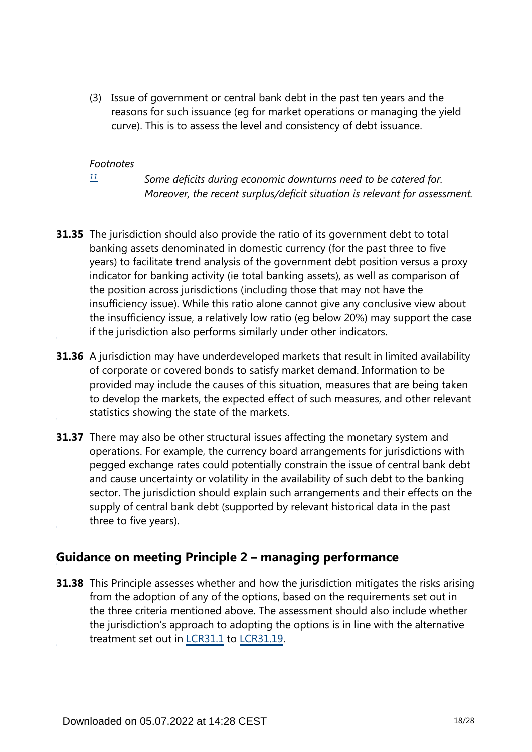(3) Issue of government or central bank debt in the past ten years and the reasons for such issuance (eg for market operations or managing the yield curve). This is to assess the level and consistency of debt issuance.

*Footnotes*

[11] *Some deficits during economic downturns need to be catered for. Moreover, the recent surplus/deficit situation is relevant for assessment.*

**31.35** The jurisdiction should also provide the ratio of its government debt to total banking assets denominated in domestic currency (for the past three to five years) to facilitate trend analysis of the government debt position versus a proxy indicator for banking activity (ie total banking assets), as well as comparison of the position across jurisdictions (including those that may not have the insufficiency issue). While this ratio alone cannot give any conclusive view about the insufficiency issue, a relatively low ratio (eg below 20%) may support the case if the jurisdiction also performs similarly under other indicators.

**31.36** A jurisdiction may have underdeveloped markets that result in limited availability of corporate or covered bonds to satisfy market demand. Information to be provided may include the causes of this situation, measures that are being taken to develop the markets, the expected effect of such measures, and other relevant statistics showing the state of the markets.

**31.37** There may also be other structural issues affecting the monetary system and operations. For example, the currency board arrangements for jurisdictions with pegged exchange rates could potentially constrain the issue of central bank debt and cause uncertainty or volatility in the availability of such debt to the banking sector. The jurisdiction should explain such arrangements and their effects on the supply of central bank debt (supported by relevant historical data in the past three to five years).

## Guidance on meeting Principle 2 – managing performance

**31.38** This Principle assesses whether and how the jurisdiction mitigates the risks arising from the adoption of any of the options, based on the requirements set out in the three criteria mentioned above. The assessment should also include whether the jurisdiction's approach to adopting the options is in line with the alternative treatment set out in LCR31.1 to LCR31.19.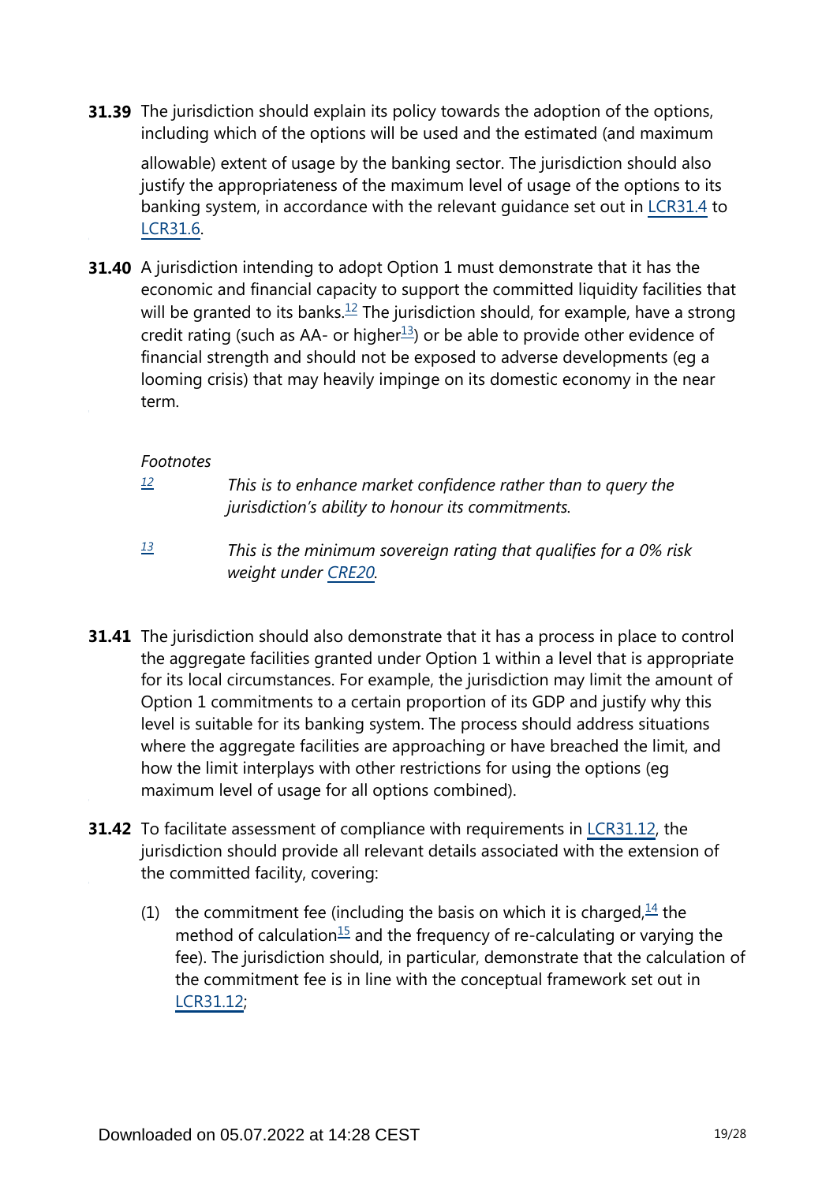**31.39** The jurisdiction should explain its policy towards the adoption of the options, including which of the options will be used and the estimated (and maximum allowable) extent of usage by the banking sector. The jurisdiction should also justify the appropriateness of the maximum level of usage of the options to its banking system, in accordance with the relevant guidance set out in LCR31.4 to LCR31.6.

**31.40** A jurisdiction intending to adopt Option 1 must demonstrate that it has the economic and financial capacity to support the committed liquidity facilities that will be granted to its banks.[12] The jurisdiction should, for example, have a strong credit rating (such as AA- or higher[13]) or be able to provide other evidence of financial strength and should not be exposed to adverse developments (eg a looming crisis) that may heavily impinge on its domestic economy in the near term.

*Footnotes*

[12] *This is to enhance market confidence rather than to query the jurisdiction's ability to honour its commitments.*

[13] *This is the minimum sovereign rating that qualifies for a 0% risk weight under CRE20.*

**31.41** The jurisdiction should also demonstrate that it has a process in place to control the aggregate facilities granted under Option 1 within a level that is appropriate for its local circumstances. For example, the jurisdiction may limit the amount of Option 1 commitments to a certain proportion of its GDP and justify why this level is suitable for its banking system. The process should address situations where the aggregate facilities are approaching or have breached the limit, and how the limit interplays with other restrictions for using the options (eg maximum level of usage for all options combined).

**31.42** To facilitate assessment of compliance with requirements in LCR31.12, the jurisdiction should provide all relevant details associated with the extension of the committed facility, covering:

(1) the commitment fee (including the basis on which it is charged,[14] the method of calculation[15] and the frequency of re-calculating or varying the fee). The jurisdiction should, in particular, demonstrate that the calculation of the commitment fee is in line with the conceptual framework set out in LCR31.12;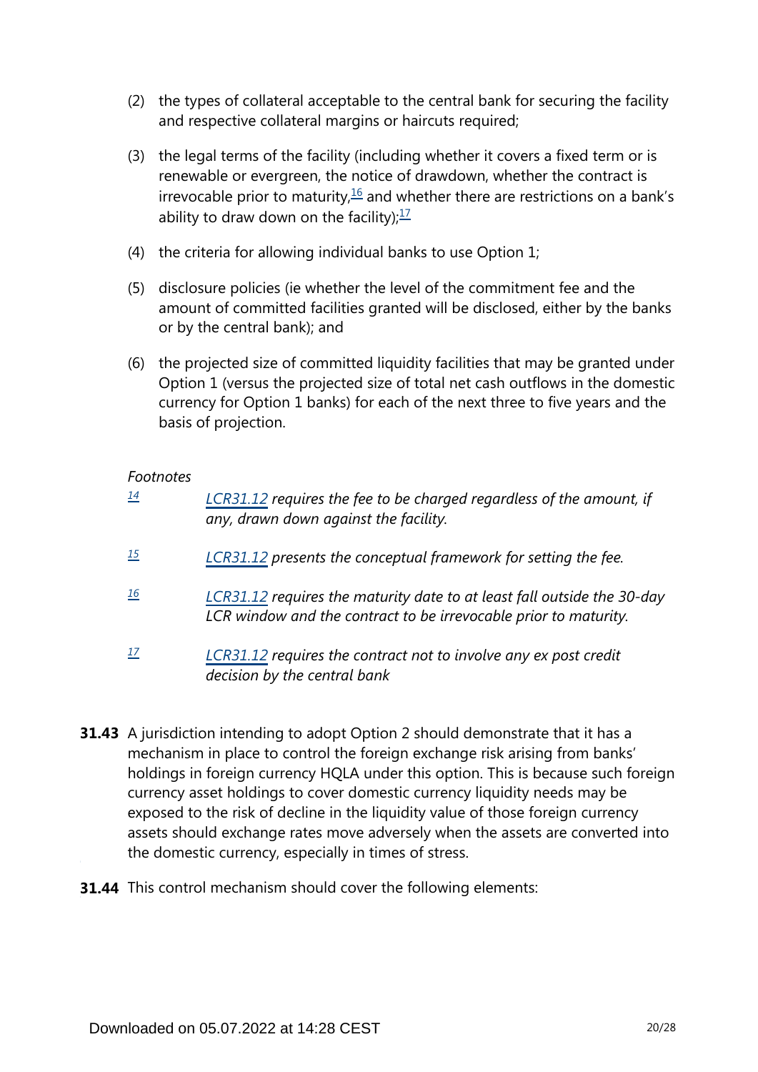(2) the types of collateral acceptable to the central bank for securing the facility and respective collateral margins or haircuts required;

(3) the legal terms of the facility (including whether it covers a fixed term or is renewable or evergreen, the notice of drawdown, whether the contract is irrevocable prior to maturity,[16] and whether there are restrictions on a bank's ability to draw down on the facility);[17]

(4) the criteria for allowing individual banks to use Option 1;

(5) disclosure policies (ie whether the level of the commitment fee and the amount of committed facilities granted will be disclosed, either by the banks or by the central bank); and

(6) the projected size of committed liquidity facilities that may be granted under Option 1 (versus the projected size of total net cash outflows in the domestic currency for Option 1 banks) for each of the next three to five years and the basis of projection.

*Footnotes*

[14] *LCR31.12 requires the fee to be charged regardless of the amount, if any, drawn down against the facility.*

[15] *LCR31.12 presents the conceptual framework for setting the fee.*

[16] *LCR31.12 requires the maturity date to at least fall outside the 30-day LCR window and the contract to be irrevocable prior to maturity.*

[17] *LCR31.12 requires the contract not to involve any ex post credit decision by the central bank*

**31.43** A jurisdiction intending to adopt Option 2 should demonstrate that it has a mechanism in place to control the foreign exchange risk arising from banks' holdings in foreign currency HQLA under this option. This is because such foreign currency asset holdings to cover domestic currency liquidity needs may be exposed to the risk of decline in the liquidity value of those foreign currency assets should exchange rates move adversely when the assets are converted into the domestic currency, especially in times of stress.

**31.44** This control mechanism should cover the following elements: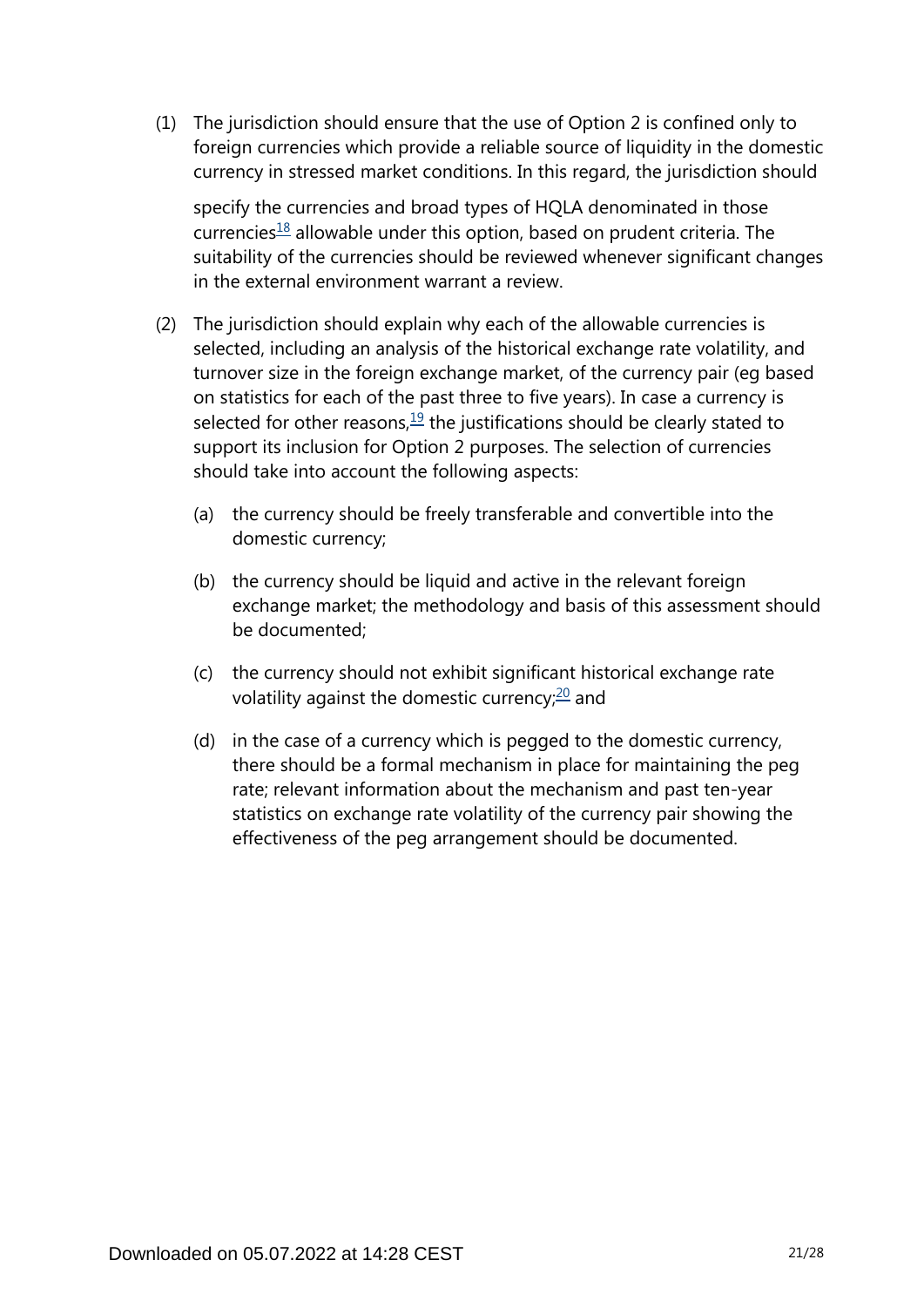(1) The jurisdiction should ensure that the use of Option 2 is confined only to foreign currencies which provide a reliable source of liquidity in the domestic currency in stressed market conditions. In this regard, the jurisdiction should specify the currencies and broad types of HQLA denominated in those currencies[18] allowable under this option, based on prudent criteria. The suitability of the currencies should be reviewed whenever significant changes in the external environment warrant a review.

(2) The jurisdiction should explain why each of the allowable currencies is selected, including an analysis of the historical exchange rate volatility, and turnover size in the foreign exchange market, of the currency pair (eg based on statistics for each of the past three to five years). In case a currency is selected for other reasons,[19] the justifications should be clearly stated to support its inclusion for Option 2 purposes. The selection of currencies should take into account the following aspects:

   (a) the currency should be freely transferable and convertible into the domestic currency;

   (b) the currency should be liquid and active in the relevant foreign exchange market; the methodology and basis of this assessment should be documented;

   (c) the currency should not exhibit significant historical exchange rate volatility against the domestic currency;[20] and

   (d) in the case of a currency which is pegged to the domestic currency, there should be a formal mechanism in place for maintaining the peg rate; relevant information about the mechanism and past ten-year statistics on exchange rate volatility of the currency pair showing the effectiveness of the peg arrangement should be documented.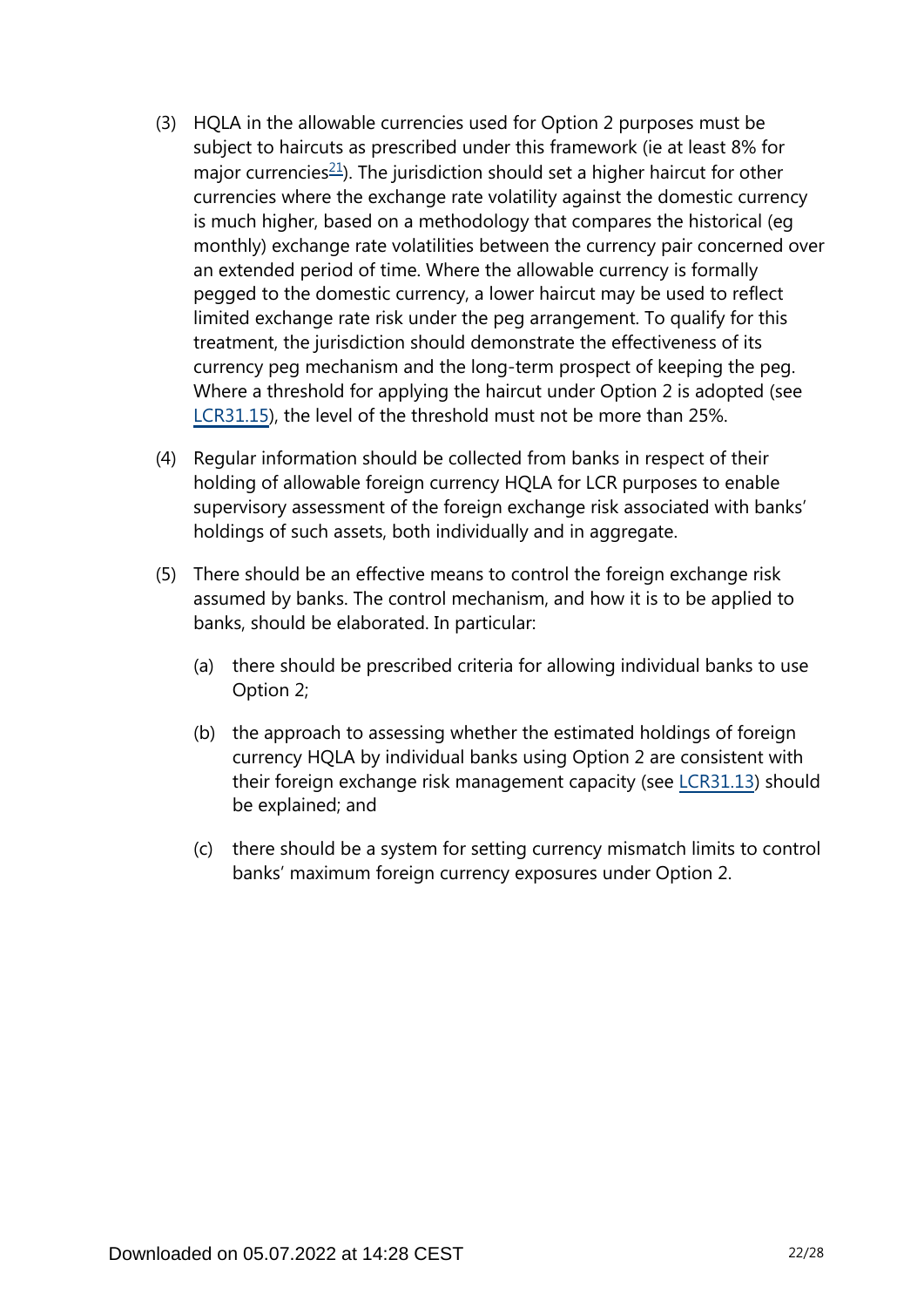(3) HQLA in the allowable currencies used for Option 2 purposes must be subject to haircuts as prescribed under this framework (ie at least 8% for major currencies[21]). The jurisdiction should set a higher haircut for other currencies where the exchange rate volatility against the domestic currency is much higher, based on a methodology that compares the historical (eg monthly) exchange rate volatilities between the currency pair concerned over an extended period of time. Where the allowable currency is formally pegged to the domestic currency, a lower haircut may be used to reflect limited exchange rate risk under the peg arrangement. To qualify for this treatment, the jurisdiction should demonstrate the effectiveness of its currency peg mechanism and the long-term prospect of keeping the peg. Where a threshold for applying the haircut under Option 2 is adopted (see LCR31.15), the level of the threshold must not be more than 25%.

(4) Regular information should be collected from banks in respect of their holding of allowable foreign currency HQLA for LCR purposes to enable supervisory assessment of the foreign exchange risk associated with banks' holdings of such assets, both individually and in aggregate.

(5) There should be an effective means to control the foreign exchange risk assumed by banks. The control mechanism, and how it is to be applied to banks, should be elaborated. In particular:

  (a) there should be prescribed criteria for allowing individual banks to use Option 2;

  (b) the approach to assessing whether the estimated holdings of foreign currency HQLA by individual banks using Option 2 are consistent with their foreign exchange risk management capacity (see LCR31.13) should be explained; and

  (c) there should be a system for setting currency mismatch limits to control banks' maximum foreign currency exposures under Option 2.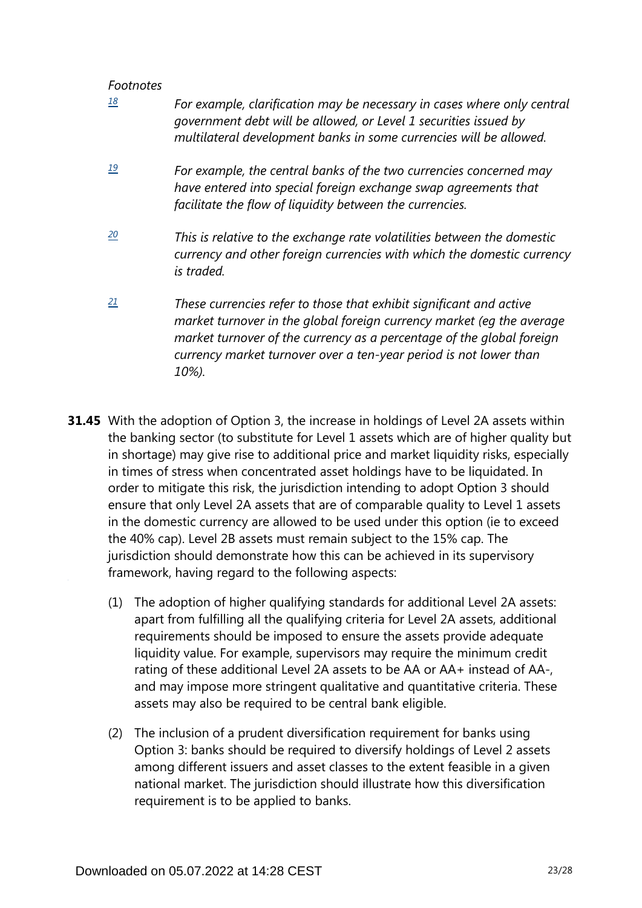*Footnotes*

[18] *For example, clarification may be necessary in cases where only central government debt will be allowed, or Level 1 securities issued by multilateral development banks in some currencies will be allowed.*

[19] *For example, the central banks of the two currencies concerned may have entered into special foreign exchange swap agreements that facilitate the flow of liquidity between the currencies.*

[20] *This is relative to the exchange rate volatilities between the domestic currency and other foreign currencies with which the domestic currency is traded.*

[21] *These currencies refer to those that exhibit significant and active market turnover in the global foreign currency market (eg the average market turnover of the currency as a percentage of the global foreign currency market turnover over a ten-year period is not lower than 10%).*

**31.45** With the adoption of Option 3, the increase in holdings of Level 2A assets within the banking sector (to substitute for Level 1 assets which are of higher quality but in shortage) may give rise to additional price and market liquidity risks, especially in times of stress when concentrated asset holdings have to be liquidated. In order to mitigate this risk, the jurisdiction intending to adopt Option 3 should ensure that only Level 2A assets that are of comparable quality to Level 1 assets in the domestic currency are allowed to be used under this option (ie to exceed the 40% cap). Level 2B assets must remain subject to the 15% cap. The jurisdiction should demonstrate how this can be achieved in its supervisory framework, having regard to the following aspects:

(1) The adoption of higher qualifying standards for additional Level 2A assets: apart from fulfilling all the qualifying criteria for Level 2A assets, additional requirements should be imposed to ensure the assets provide adequate liquidity value. For example, supervisors may require the minimum credit rating of these additional Level 2A assets to be AA or AA+ instead of AA-, and may impose more stringent qualitative and quantitative criteria. These assets may also be required to be central bank eligible.

(2) The inclusion of a prudent diversification requirement for banks using Option 3: banks should be required to diversify holdings of Level 2 assets among different issuers and asset classes to the extent feasible in a given national market. The jurisdiction should illustrate how this diversification requirement is to be applied to banks.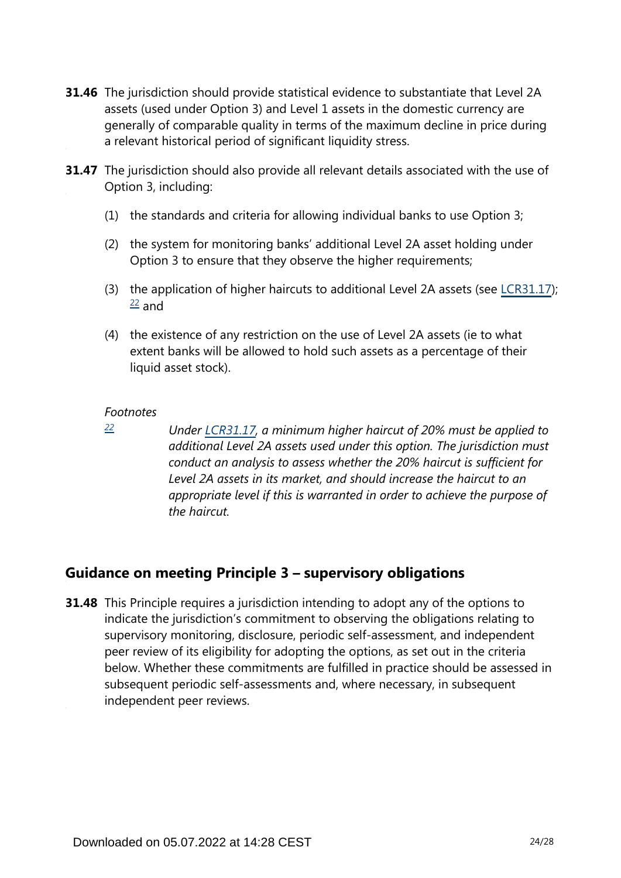**31.46** The jurisdiction should provide statistical evidence to substantiate that Level 2A assets (used under Option 3) and Level 1 assets in the domestic currency are generally of comparable quality in terms of the maximum decline in price during a relevant historical period of significant liquidity stress.

**31.47** The jurisdiction should also provide all relevant details associated with the use of Option 3, including:

(1) the standards and criteria for allowing individual banks to use Option 3;

(2) the system for monitoring banks' additional Level 2A asset holding under Option 3 to ensure that they observe the higher requirements;

(3) the application of higher haircuts to additional Level 2A assets (see LCR31.17); [22] and

(4) the existence of any restriction on the use of Level 2A assets (ie to what extent banks will be allowed to hold such assets as a percentage of their liquid asset stock).

*Footnotes*

[22] *Under LCR31.17, a minimum higher haircut of 20% must be applied to additional Level 2A assets used under this option. The jurisdiction must conduct an analysis to assess whether the 20% haircut is sufficient for Level 2A assets in its market, and should increase the haircut to an appropriate level if this is warranted in order to achieve the purpose of the haircut.*

## Guidance on meeting Principle 3 – supervisory obligations

**31.48** This Principle requires a jurisdiction intending to adopt any of the options to indicate the jurisdiction's commitment to observing the obligations relating to supervisory monitoring, disclosure, periodic self-assessment, and independent peer review of its eligibility for adopting the options, as set out in the criteria below. Whether these commitments are fulfilled in practice should be assessed in subsequent periodic self-assessments and, where necessary, in subsequent independent peer reviews.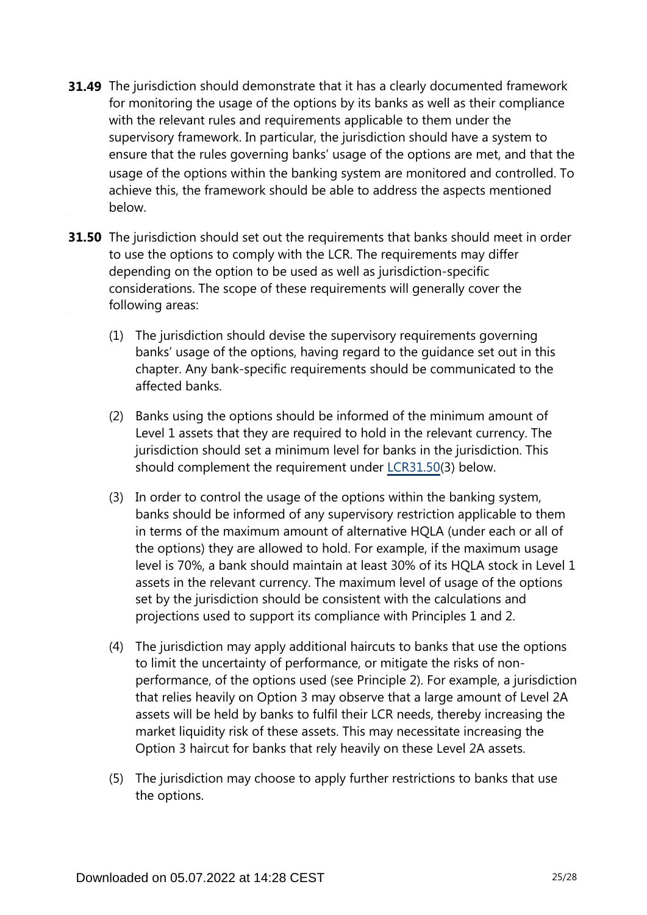**31.49** The jurisdiction should demonstrate that it has a clearly documented framework for monitoring the usage of the options by its banks as well as their compliance with the relevant rules and requirements applicable to them under the supervisory framework. In particular, the jurisdiction should have a system to ensure that the rules governing banks' usage of the options are met, and that the usage of the options within the banking system are monitored and controlled. To achieve this, the framework should be able to address the aspects mentioned below.

**31.50** The jurisdiction should set out the requirements that banks should meet in order to use the options to comply with the LCR. The requirements may differ depending on the option to be used as well as jurisdiction-specific considerations. The scope of these requirements will generally cover the following areas:

(1) The jurisdiction should devise the supervisory requirements governing banks' usage of the options, having regard to the guidance set out in this chapter. Any bank-specific requirements should be communicated to the affected banks.

(2) Banks using the options should be informed of the minimum amount of Level 1 assets that they are required to hold in the relevant currency. The jurisdiction should set a minimum level for banks in the jurisdiction. This should complement the requirement under LCR31.50(3) below.

(3) In order to control the usage of the options within the banking system, banks should be informed of any supervisory restriction applicable to them in terms of the maximum amount of alternative HQLA (under each or all of the options) they are allowed to hold. For example, if the maximum usage level is 70%, a bank should maintain at least 30% of its HQLA stock in Level 1 assets in the relevant currency. The maximum level of usage of the options set by the jurisdiction should be consistent with the calculations and projections used to support its compliance with Principles 1 and 2.

(4) The jurisdiction may apply additional haircuts to banks that use the options to limit the uncertainty of performance, or mitigate the risks of non-performance, of the options used (see Principle 2). For example, a jurisdiction that relies heavily on Option 3 may observe that a large amount of Level 2A assets will be held by banks to fulfil their LCR needs, thereby increasing the market liquidity risk of these assets. This may necessitate increasing the Option 3 haircut for banks that rely heavily on these Level 2A assets.

(5) The jurisdiction may choose to apply further restrictions to banks that use the options.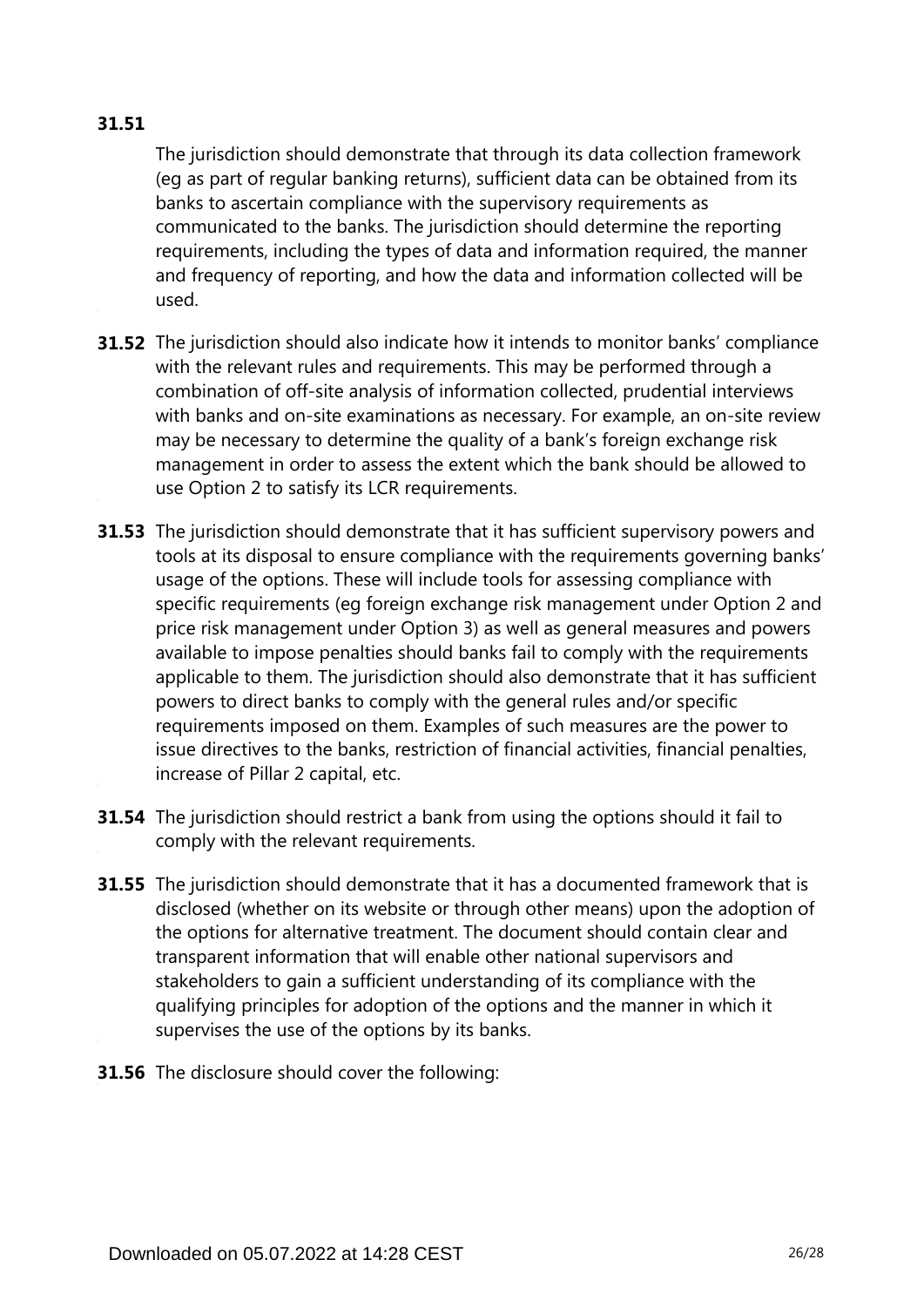**31.51** The jurisdiction should demonstrate that through its data collection framework (eg as part of regular banking returns), sufficient data can be obtained from its banks to ascertain compliance with the supervisory requirements as communicated to the banks. The jurisdiction should determine the reporting requirements, including the types of data and information required, the manner and frequency of reporting, and how the data and information collected will be used.

**31.52** The jurisdiction should also indicate how it intends to monitor banks' compliance with the relevant rules and requirements. This may be performed through a combination of off-site analysis of information collected, prudential interviews with banks and on-site examinations as necessary. For example, an on-site review may be necessary to determine the quality of a bank's foreign exchange risk management in order to assess the extent which the bank should be allowed to use Option 2 to satisfy its LCR requirements.

**31.53** The jurisdiction should demonstrate that it has sufficient supervisory powers and tools at its disposal to ensure compliance with the requirements governing banks' usage of the options. These will include tools for assessing compliance with specific requirements (eg foreign exchange risk management under Option 2 and price risk management under Option 3) as well as general measures and powers available to impose penalties should banks fail to comply with the requirements applicable to them. The jurisdiction should also demonstrate that it has sufficient powers to direct banks to comply with the general rules and/or specific requirements imposed on them. Examples of such measures are the power to issue directives to the banks, restriction of financial activities, financial penalties, increase of Pillar 2 capital, etc.

**31.54** The jurisdiction should restrict a bank from using the options should it fail to comply with the relevant requirements.

**31.55** The jurisdiction should demonstrate that it has a documented framework that is disclosed (whether on its website or through other means) upon the adoption of the options for alternative treatment. The document should contain clear and transparent information that will enable other national supervisors and stakeholders to gain a sufficient understanding of its compliance with the qualifying principles for adoption of the options and the manner in which it supervises the use of the options by its banks.

**31.56** The disclosure should cover the following: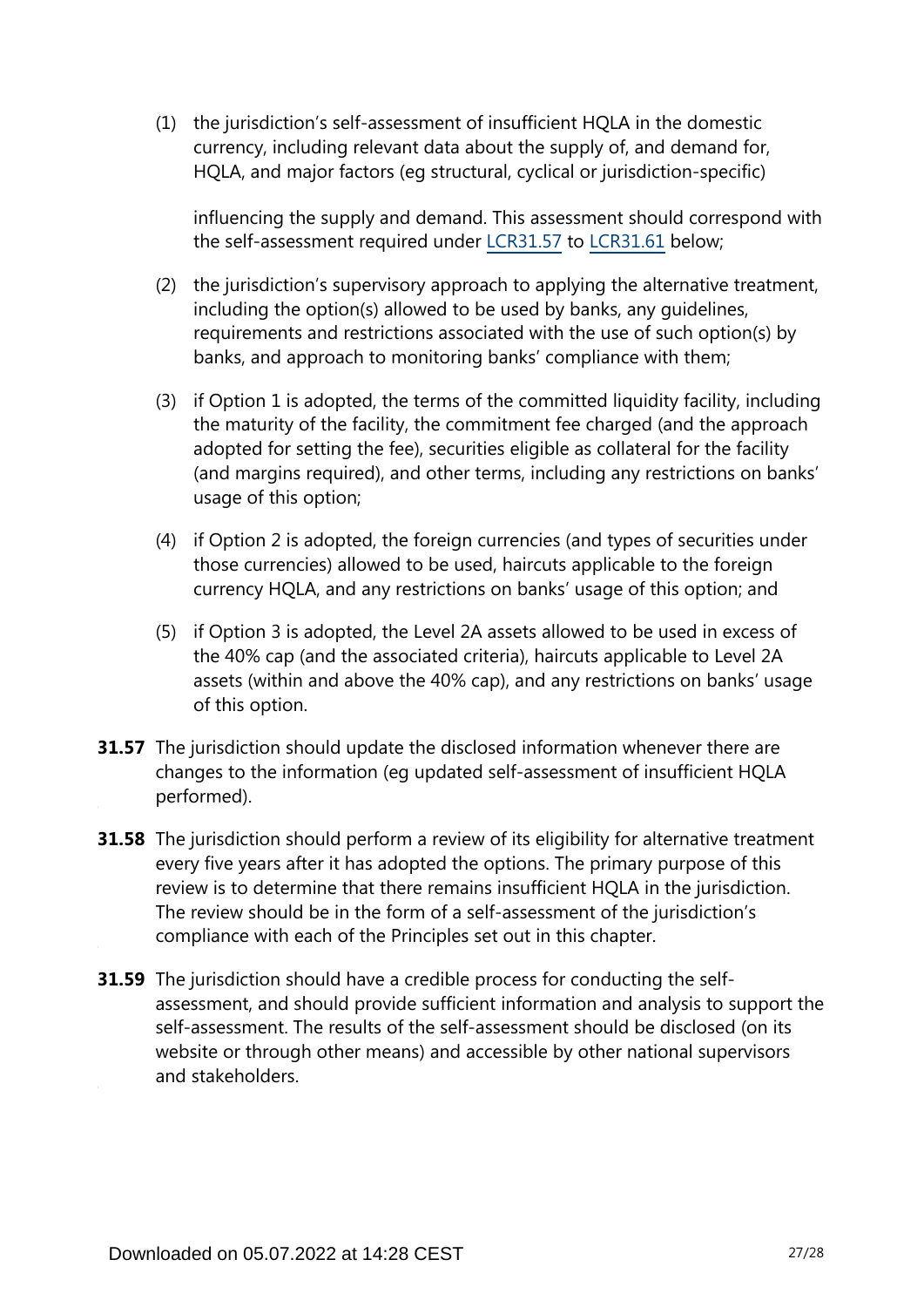(1) the jurisdiction's self-assessment of insufficient HQLA in the domestic currency, including relevant data about the supply of, and demand for, HQLA, and major factors (eg structural, cyclical or jurisdiction-specific)

influencing the supply and demand. This assessment should correspond with the self-assessment required under LCR31.57 to LCR31.61 below;

(2) the jurisdiction's supervisory approach to applying the alternative treatment, including the option(s) allowed to be used by banks, any guidelines, requirements and restrictions associated with the use of such option(s) by banks, and approach to monitoring banks' compliance with them;

(3) if Option 1 is adopted, the terms of the committed liquidity facility, including the maturity of the facility, the commitment fee charged (and the approach adopted for setting the fee), securities eligible as collateral for the facility (and margins required), and other terms, including any restrictions on banks' usage of this option;

(4) if Option 2 is adopted, the foreign currencies (and types of securities under those currencies) allowed to be used, haircuts applicable to the foreign currency HQLA, and any restrictions on banks' usage of this option; and

(5) if Option 3 is adopted, the Level 2A assets allowed to be used in excess of the 40% cap (and the associated criteria), haircuts applicable to Level 2A assets (within and above the 40% cap), and any restrictions on banks' usage of this option.

**31.57** The jurisdiction should update the disclosed information whenever there are changes to the information (eg updated self-assessment of insufficient HQLA performed).

**31.58** The jurisdiction should perform a review of its eligibility for alternative treatment every five years after it has adopted the options. The primary purpose of this review is to determine that there remains insufficient HQLA in the jurisdiction. The review should be in the form of a self-assessment of the jurisdiction's compliance with each of the Principles set out in this chapter.

**31.59** The jurisdiction should have a credible process for conducting the self-assessment, and should provide sufficient information and analysis to support the self-assessment. The results of the self-assessment should be disclosed (on its website or through other means) and accessible by other national supervisors and stakeholders.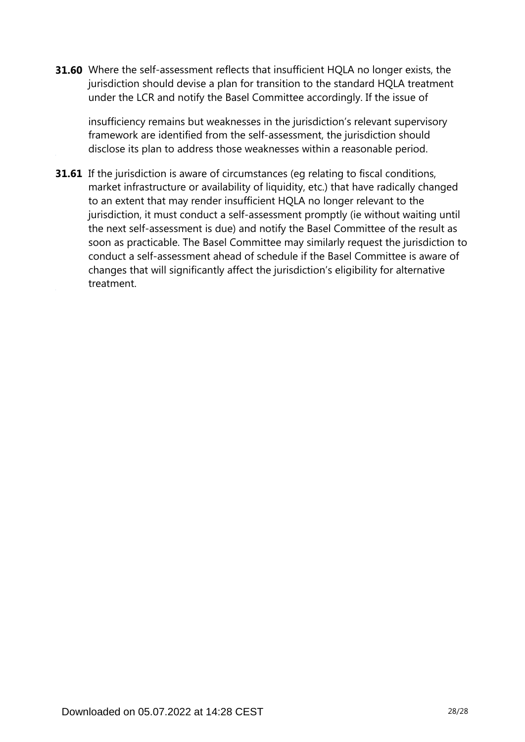**31.60** Where the self-assessment reflects that insufficient HQLA no longer exists, the jurisdiction should devise a plan for transition to the standard HQLA treatment under the LCR and notify the Basel Committee accordingly. If the issue of insufficiency remains but weaknesses in the jurisdiction's relevant supervisory framework are identified from the self-assessment, the jurisdiction should disclose its plan to address those weaknesses within a reasonable period.

**31.61** If the jurisdiction is aware of circumstances (eg relating to fiscal conditions, market infrastructure or availability of liquidity, etc.) that have radically changed to an extent that may render insufficient HQLA no longer relevant to the jurisdiction, it must conduct a self-assessment promptly (ie without waiting until the next self-assessment is due) and notify the Basel Committee of the result as soon as practicable. The Basel Committee may similarly request the jurisdiction to conduct a self-assessment ahead of schedule if the Basel Committee is aware of changes that will significantly affect the jurisdiction's eligibility for alternative treatment.